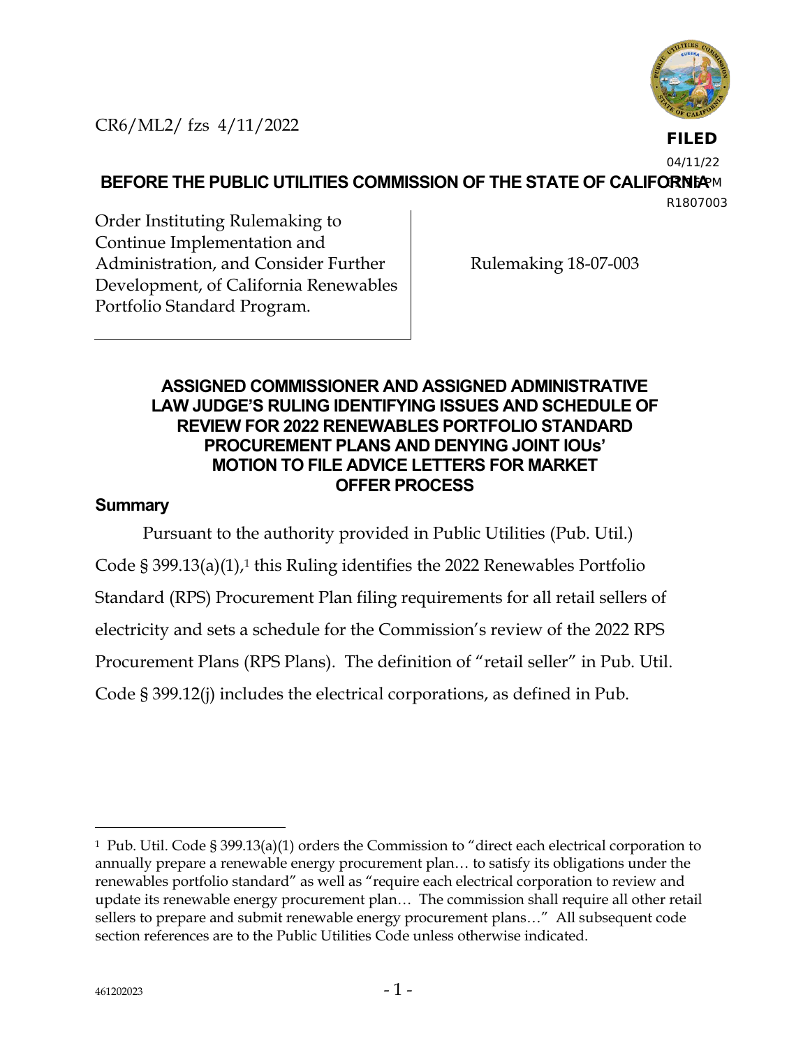CR6/ML2/ fzs 4/11/2022

**FILED**
04/11/22
03:56 PM
R1807003

**BEFORE THE PUBLIC UTILITIES COMMISSION OF THE STATE OF CALIFORNIA**

| Order Instituting Rulemaking to Continue Implementation and Administration, and Consider Further Development, of California Renewables Portfolio Standard Program. | Rulemaking 18-07-003 |
|---|---|

## ASSIGNED COMMISSIONER AND ASSIGNED ADMINISTRATIVE LAW JUDGE'S RULING IDENTIFYING ISSUES AND SCHEDULE OF REVIEW FOR 2022 RENEWABLES PORTFOLIO STANDARD PROCUREMENT PLANS AND DENYING JOINT IOUs' MOTION TO FILE ADVICE LETTERS FOR MARKET OFFER PROCESS

### Summary

Pursuant to the authority provided in Public Utilities (Pub. Util.) Code § 399.13(a)(1),[1] this Ruling identifies the 2022 Renewables Portfolio Standard (RPS) Procurement Plan filing requirements for all retail sellers of electricity and sets a schedule for the Commission's review of the 2022 RPS Procurement Plans (RPS Plans). The definition of "retail seller" in Pub. Util. Code § 399.12(j) includes the electrical corporations, as defined in Pub.

---

[1] Pub. Util. Code § 399.13(a)(1) orders the Commission to "direct each electrical corporation to annually prepare a renewable energy procurement plan… to satisfy its obligations under the renewables portfolio standard" as well as "require each electrical corporation to review and update its renewable energy procurement plan… The commission shall require all other retail sellers to prepare and submit renewable energy procurement plans…" All subsequent code section references are to the Public Utilities Code unless otherwise indicated.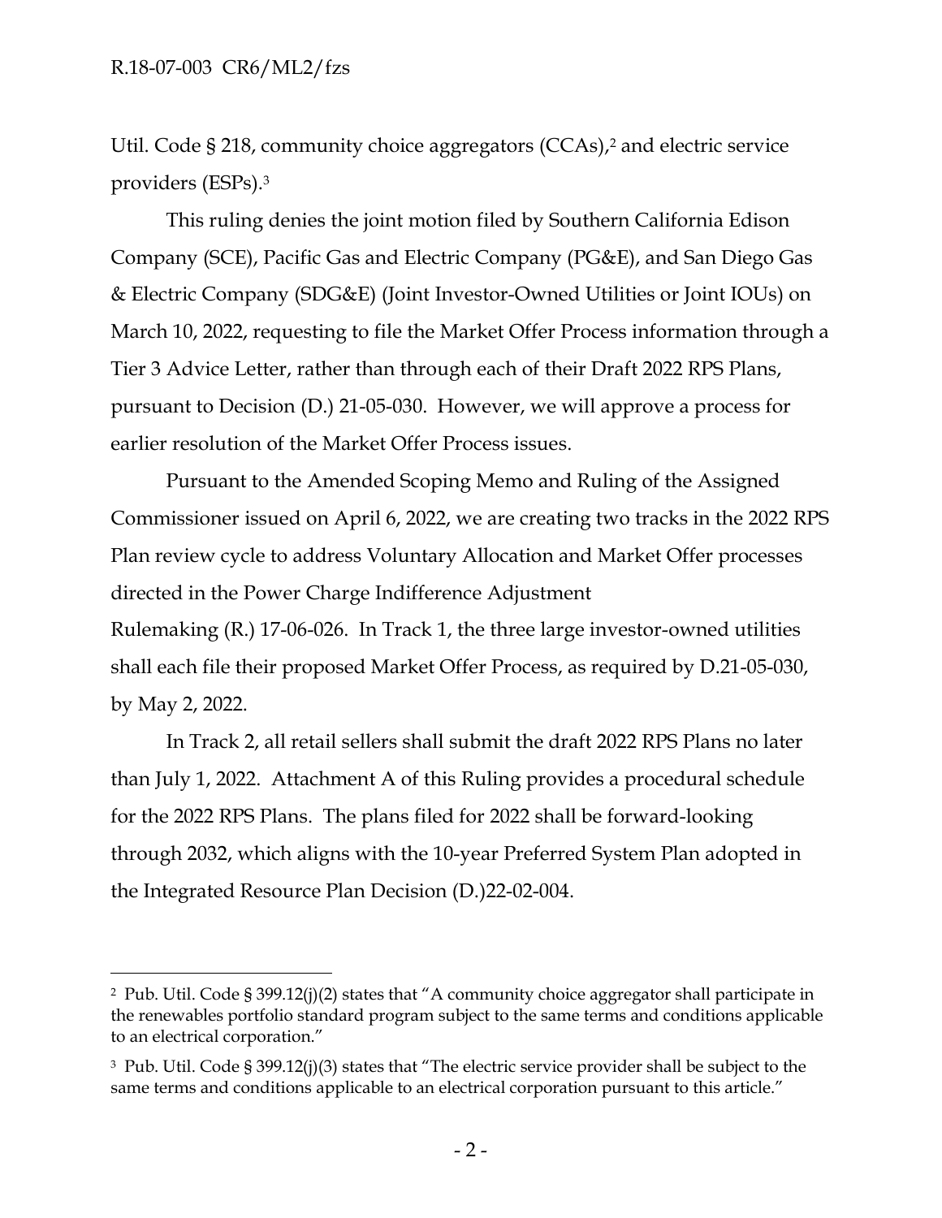Util. Code § 218, community choice aggregators (CCAs),[2] and electric service providers (ESPs).[3]

This ruling denies the joint motion filed by Southern California Edison Company (SCE), Pacific Gas and Electric Company (PG&E), and San Diego Gas & Electric Company (SDG&E) (Joint Investor-Owned Utilities or Joint IOUs) on March 10, 2022, requesting to file the Market Offer Process information through a Tier 3 Advice Letter, rather than through each of their Draft 2022 RPS Plans, pursuant to Decision (D.) 21-05-030. However, we will approve a process for earlier resolution of the Market Offer Process issues.

Pursuant to the Amended Scoping Memo and Ruling of the Assigned Commissioner issued on April 6, 2022, we are creating two tracks in the 2022 RPS Plan review cycle to address Voluntary Allocation and Market Offer processes directed in the Power Charge Indifference Adjustment Rulemaking (R.) 17-06-026. In Track 1, the three large investor-owned utilities shall each file their proposed Market Offer Process, as required by D.21-05-030, by May 2, 2022.

In Track 2, all retail sellers shall submit the draft 2022 RPS Plans no later than July 1, 2022. Attachment A of this Ruling provides a procedural schedule for the 2022 RPS Plans. The plans filed for 2022 shall be forward-looking through 2032, which aligns with the 10-year Preferred System Plan adopted in the Integrated Resource Plan Decision (D.)22-02-004.

---

[2] Pub. Util. Code § 399.12(j)(2) states that "A community choice aggregator shall participate in the renewables portfolio standard program subject to the same terms and conditions applicable to an electrical corporation."

[3] Pub. Util. Code § 399.12(j)(3) states that "The electric service provider shall be subject to the same terms and conditions applicable to an electrical corporation pursuant to this article."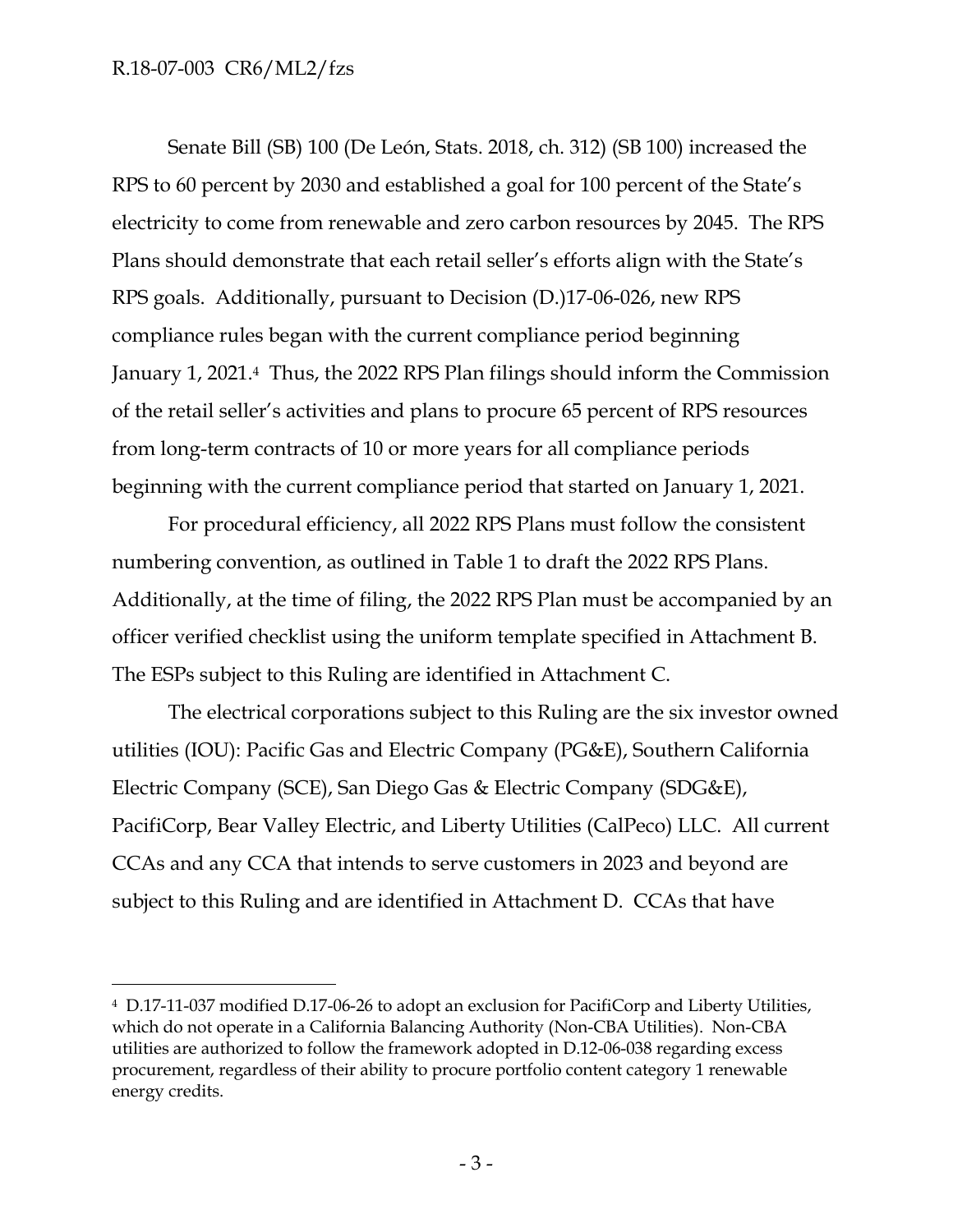Senate Bill (SB) 100 (De León, Stats. 2018, ch. 312) (SB 100) increased the RPS to 60 percent by 2030 and established a goal for 100 percent of the State's electricity to come from renewable and zero carbon resources by 2045. The RPS Plans should demonstrate that each retail seller's efforts align with the State's RPS goals. Additionally, pursuant to Decision (D.)17-06-026, new RPS compliance rules began with the current compliance period beginning January 1, 2021.[4] Thus, the 2022 RPS Plan filings should inform the Commission of the retail seller's activities and plans to procure 65 percent of RPS resources from long-term contracts of 10 or more years for all compliance periods beginning with the current compliance period that started on January 1, 2021.

For procedural efficiency, all 2022 RPS Plans must follow the consistent numbering convention, as outlined in Table 1 to draft the 2022 RPS Plans. Additionally, at the time of filing, the 2022 RPS Plan must be accompanied by an officer verified checklist using the uniform template specified in Attachment B. The ESPs subject to this Ruling are identified in Attachment C.

The electrical corporations subject to this Ruling are the six investor owned utilities (IOU): Pacific Gas and Electric Company (PG&E), Southern California Electric Company (SCE), San Diego Gas & Electric Company (SDG&E), PacifiCorp, Bear Valley Electric, and Liberty Utilities (CalPeco) LLC. All current CCAs and any CCA that intends to serve customers in 2023 and beyond are subject to this Ruling and are identified in Attachment D. CCAs that have

---

[4] D.17-11-037 modified D.17-06-26 to adopt an exclusion for PacifiCorp and Liberty Utilities, which do not operate in a California Balancing Authority (Non-CBA Utilities). Non-CBA utilities are authorized to follow the framework adopted in D.12-06-038 regarding excess procurement, regardless of their ability to procure portfolio content category 1 renewable energy credits.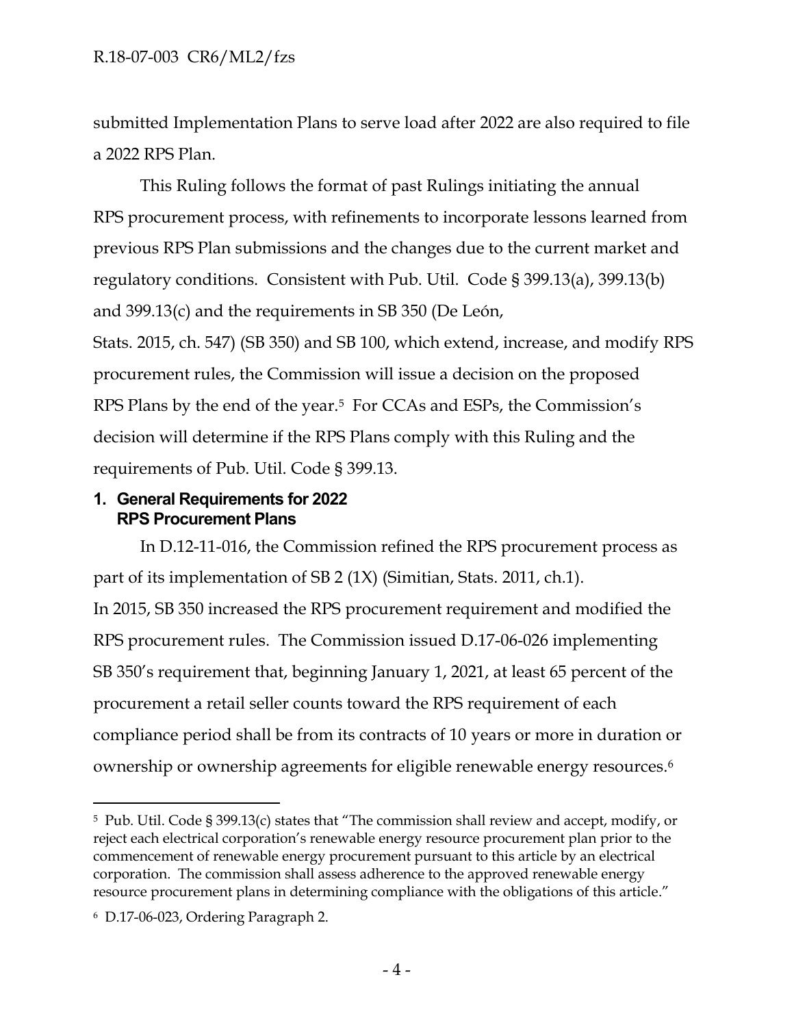submitted Implementation Plans to serve load after 2022 are also required to file a 2022 RPS Plan.

This Ruling follows the format of past Rulings initiating the annual RPS procurement process, with refinements to incorporate lessons learned from previous RPS Plan submissions and the changes due to the current market and regulatory conditions. Consistent with Pub. Util. Code § 399.13(a), 399.13(b) and 399.13(c) and the requirements in SB 350 (De León, Stats. 2015, ch. 547) (SB 350) and SB 100, which extend, increase, and modify RPS procurement rules, the Commission will issue a decision on the proposed RPS Plans by the end of the year.[5] For CCAs and ESPs, the Commission's decision will determine if the RPS Plans comply with this Ruling and the requirements of Pub. Util. Code § 399.13.

## 1. General Requirements for 2022 RPS Procurement Plans

In D.12-11-016, the Commission refined the RPS procurement process as part of its implementation of SB 2 (1X) (Simitian, Stats. 2011, ch.1). In 2015, SB 350 increased the RPS procurement requirement and modified the RPS procurement rules. The Commission issued D.17-06-026 implementing SB 350's requirement that, beginning January 1, 2021, at least 65 percent of the procurement a retail seller counts toward the RPS requirement of each compliance period shall be from its contracts of 10 years or more in duration or ownership or ownership agreements for eligible renewable energy resources.[6]

---

[5] Pub. Util. Code § 399.13(c) states that "The commission shall review and accept, modify, or reject each electrical corporation's renewable energy resource procurement plan prior to the commencement of renewable energy procurement pursuant to this article by an electrical corporation. The commission shall assess adherence to the approved renewable energy resource procurement plans in determining compliance with the obligations of this article."

[6] D.17-06-023, Ordering Paragraph 2.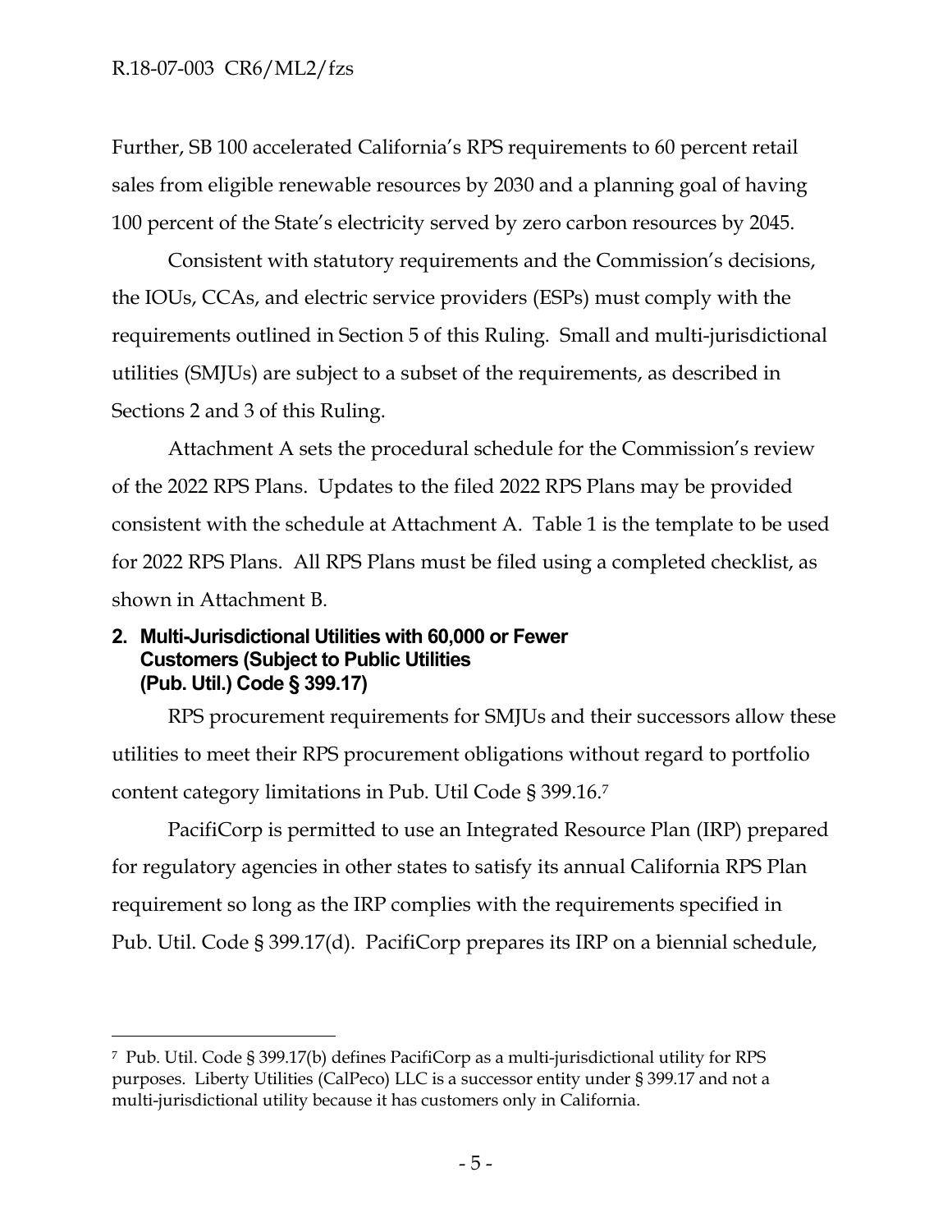Further, SB 100 accelerated California's RPS requirements to 60 percent retail sales from eligible renewable resources by 2030 and a planning goal of having 100 percent of the State's electricity served by zero carbon resources by 2045.

Consistent with statutory requirements and the Commission's decisions, the IOUs, CCAs, and electric service providers (ESPs) must comply with the requirements outlined in Section 5 of this Ruling. Small and multi-jurisdictional utilities (SMJUs) are subject to a subset of the requirements, as described in Sections 2 and 3 of this Ruling.

Attachment A sets the procedural schedule for the Commission's review of the 2022 RPS Plans. Updates to the filed 2022 RPS Plans may be provided consistent with the schedule at Attachment A. Table 1 is the template to be used for 2022 RPS Plans. All RPS Plans must be filed using a completed checklist, as shown in Attachment B.

## 2. Multi-Jurisdictional Utilities with 60,000 or Fewer Customers (Subject to Public Utilities (Pub. Util.) Code § 399.17)

RPS procurement requirements for SMJUs and their successors allow these utilities to meet their RPS procurement obligations without regard to portfolio content category limitations in Pub. Util Code § 399.16.[7]

PacifiCorp is permitted to use an Integrated Resource Plan (IRP) prepared for regulatory agencies in other states to satisfy its annual California RPS Plan requirement so long as the IRP complies with the requirements specified in Pub. Util. Code § 399.17(d). PacifiCorp prepares its IRP on a biennial schedule,

---

[7] Pub. Util. Code § 399.17(b) defines PacifiCorp as a multi-jurisdictional utility for RPS purposes. Liberty Utilities (CalPeco) LLC is a successor entity under § 399.17 and not a multi-jurisdictional utility because it has customers only in California.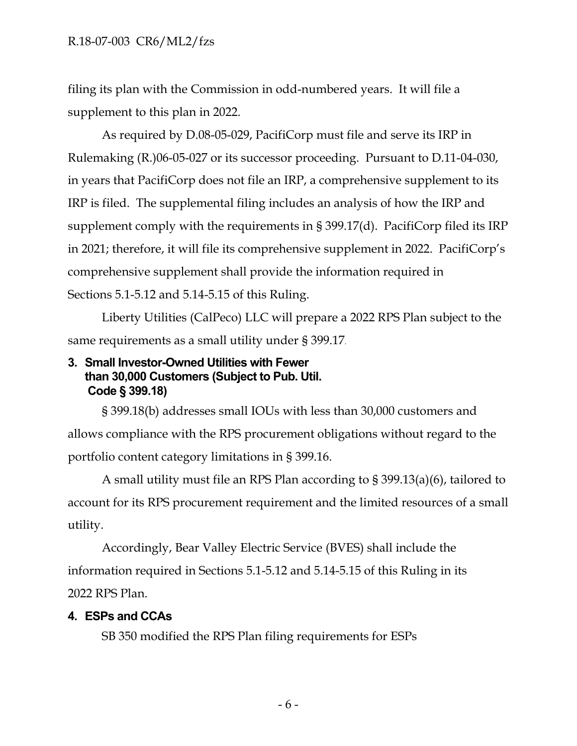filing its plan with the Commission in odd-numbered years. It will file a supplement to this plan in 2022.

As required by D.08-05-029, PacifiCorp must file and serve its IRP in Rulemaking (R.)06-05-027 or its successor proceeding. Pursuant to D.11-04-030, in years that PacifiCorp does not file an IRP, a comprehensive supplement to its IRP is filed. The supplemental filing includes an analysis of how the IRP and supplement comply with the requirements in § 399.17(d). PacifiCorp filed its IRP in 2021; therefore, it will file its comprehensive supplement in 2022. PacifiCorp's comprehensive supplement shall provide the information required in Sections 5.1-5.12 and 5.14-5.15 of this Ruling.

Liberty Utilities (CalPeco) LLC will prepare a 2022 RPS Plan subject to the same requirements as a small utility under § 399.17.

### 3. Small Investor-Owned Utilities with Fewer than 30,000 Customers (Subject to Pub. Util. Code § 399.18)

§ 399.18(b) addresses small IOUs with less than 30,000 customers and allows compliance with the RPS procurement obligations without regard to the portfolio content category limitations in § 399.16.

A small utility must file an RPS Plan according to § 399.13(a)(6), tailored to account for its RPS procurement requirement and the limited resources of a small utility.

Accordingly, Bear Valley Electric Service (BVES) shall include the information required in Sections 5.1-5.12 and 5.14-5.15 of this Ruling in its 2022 RPS Plan.

### 4. ESPs and CCAs

SB 350 modified the RPS Plan filing requirements for ESPs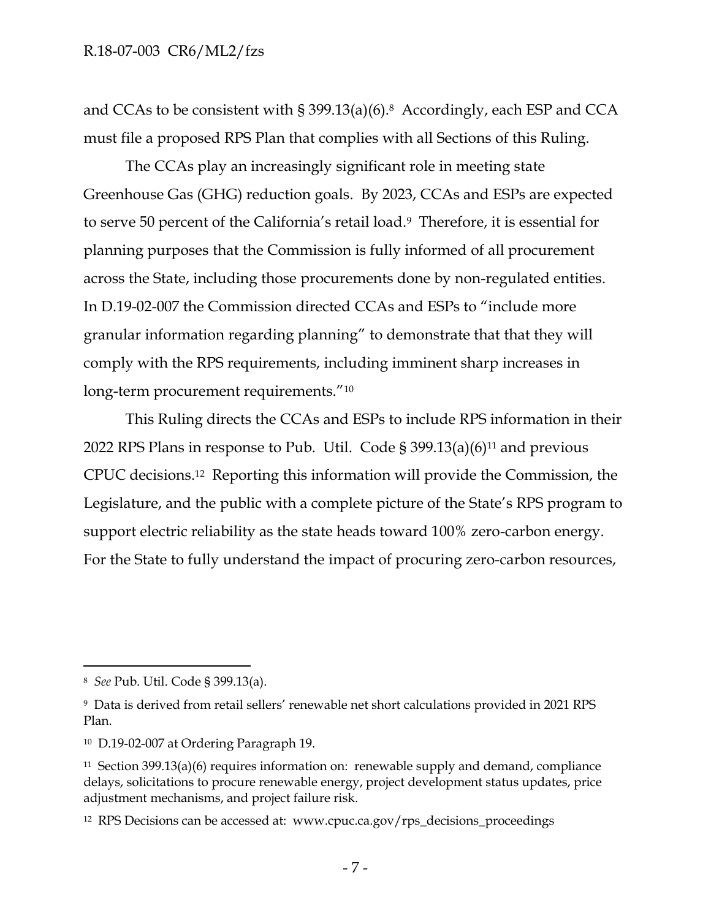and CCAs to be consistent with § 399.13(a)(6).[8] Accordingly, each ESP and CCA must file a proposed RPS Plan that complies with all Sections of this Ruling.

The CCAs play an increasingly significant role in meeting state Greenhouse Gas (GHG) reduction goals. By 2023, CCAs and ESPs are expected to serve 50 percent of the California's retail load.[9] Therefore, it is essential for planning purposes that the Commission is fully informed of all procurement across the State, including those procurements done by non-regulated entities. In D.19-02-007 the Commission directed CCAs and ESPs to "include more granular information regarding planning" to demonstrate that that they will comply with the RPS requirements, including imminent sharp increases in long-term procurement requirements."[10]

This Ruling directs the CCAs and ESPs to include RPS information in their 2022 RPS Plans in response to Pub. Util. Code § 399.13(a)(6)[11] and previous CPUC decisions.[12] Reporting this information will provide the Commission, the Legislature, and the public with a complete picture of the State's RPS program to support electric reliability as the state heads toward 100% zero-carbon energy. For the State to fully understand the impact of procuring zero-carbon resources,

---

[8] *See* Pub. Util. Code § 399.13(a).

[9] Data is derived from retail sellers' renewable net short calculations provided in 2021 RPS Plan.

[10] D.19-02-007 at Ordering Paragraph 19.

[11] Section 399.13(a)(6) requires information on: renewable supply and demand, compliance delays, solicitations to procure renewable energy, project development status updates, price adjustment mechanisms, and project failure risk.

[12] RPS Decisions can be accessed at: www.cpuc.ca.gov/rps_decisions_proceedings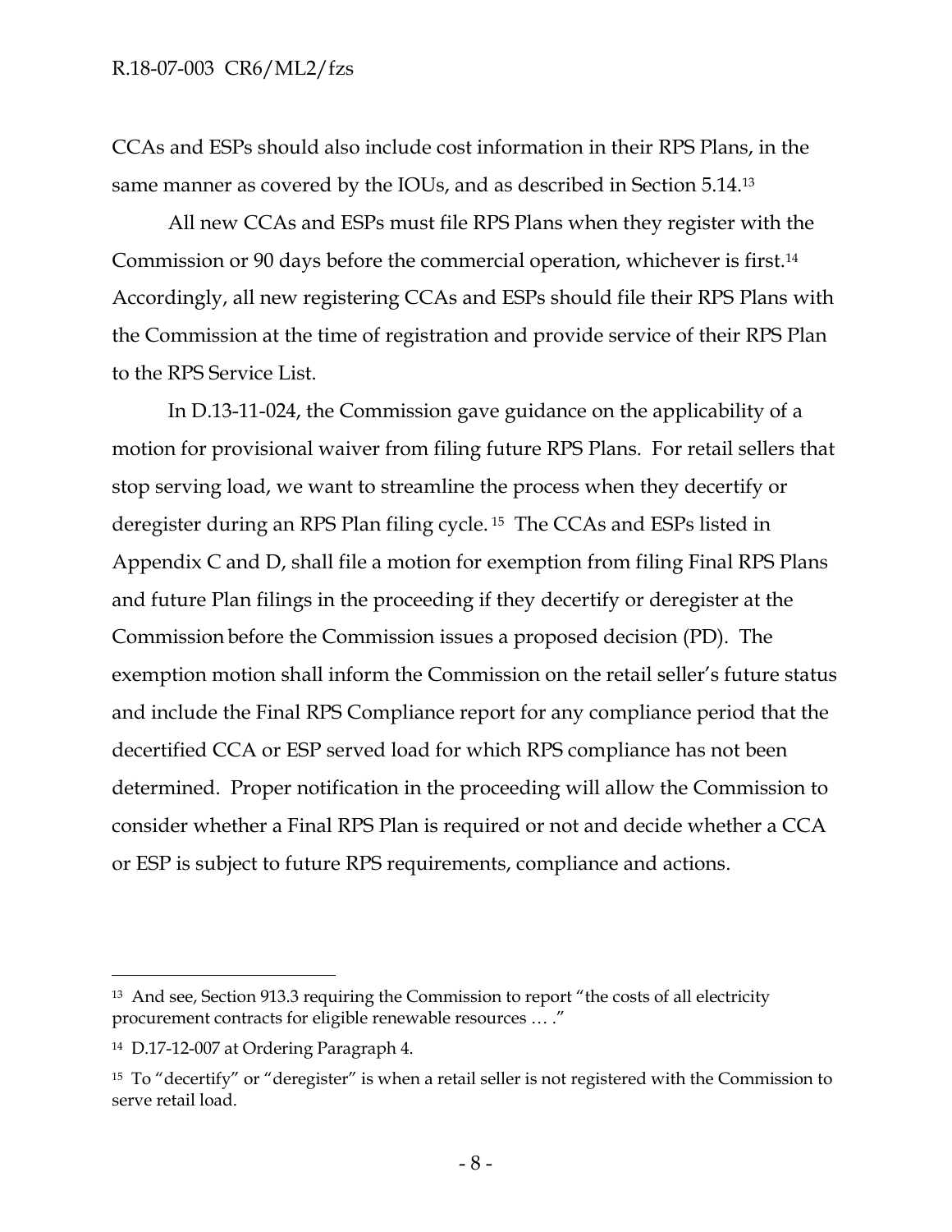CCAs and ESPs should also include cost information in their RPS Plans, in the same manner as covered by the IOUs, and as described in Section 5.14.[13]

All new CCAs and ESPs must file RPS Plans when they register with the Commission or 90 days before the commercial operation, whichever is first.[14] Accordingly, all new registering CCAs and ESPs should file their RPS Plans with the Commission at the time of registration and provide service of their RPS Plan to the RPS Service List.

In D.13-11-024, the Commission gave guidance on the applicability of a motion for provisional waiver from filing future RPS Plans. For retail sellers that stop serving load, we want to streamline the process when they decertify or deregister during an RPS Plan filing cycle.[15] The CCAs and ESPs listed in Appendix C and D, shall file a motion for exemption from filing Final RPS Plans and future Plan filings in the proceeding if they decertify or deregister at the Commission before the Commission issues a proposed decision (PD). The exemption motion shall inform the Commission on the retail seller's future status and include the Final RPS Compliance report for any compliance period that the decertified CCA or ESP served load for which RPS compliance has not been determined. Proper notification in the proceeding will allow the Commission to consider whether a Final RPS Plan is required or not and decide whether a CCA or ESP is subject to future RPS requirements, compliance and actions.

---

[13] And see, Section 913.3 requiring the Commission to report "the costs of all electricity procurement contracts for eligible renewable resources … ."

[14] D.17-12-007 at Ordering Paragraph 4.

[15] To "decertify" or "deregister" is when a retail seller is not registered with the Commission to serve retail load.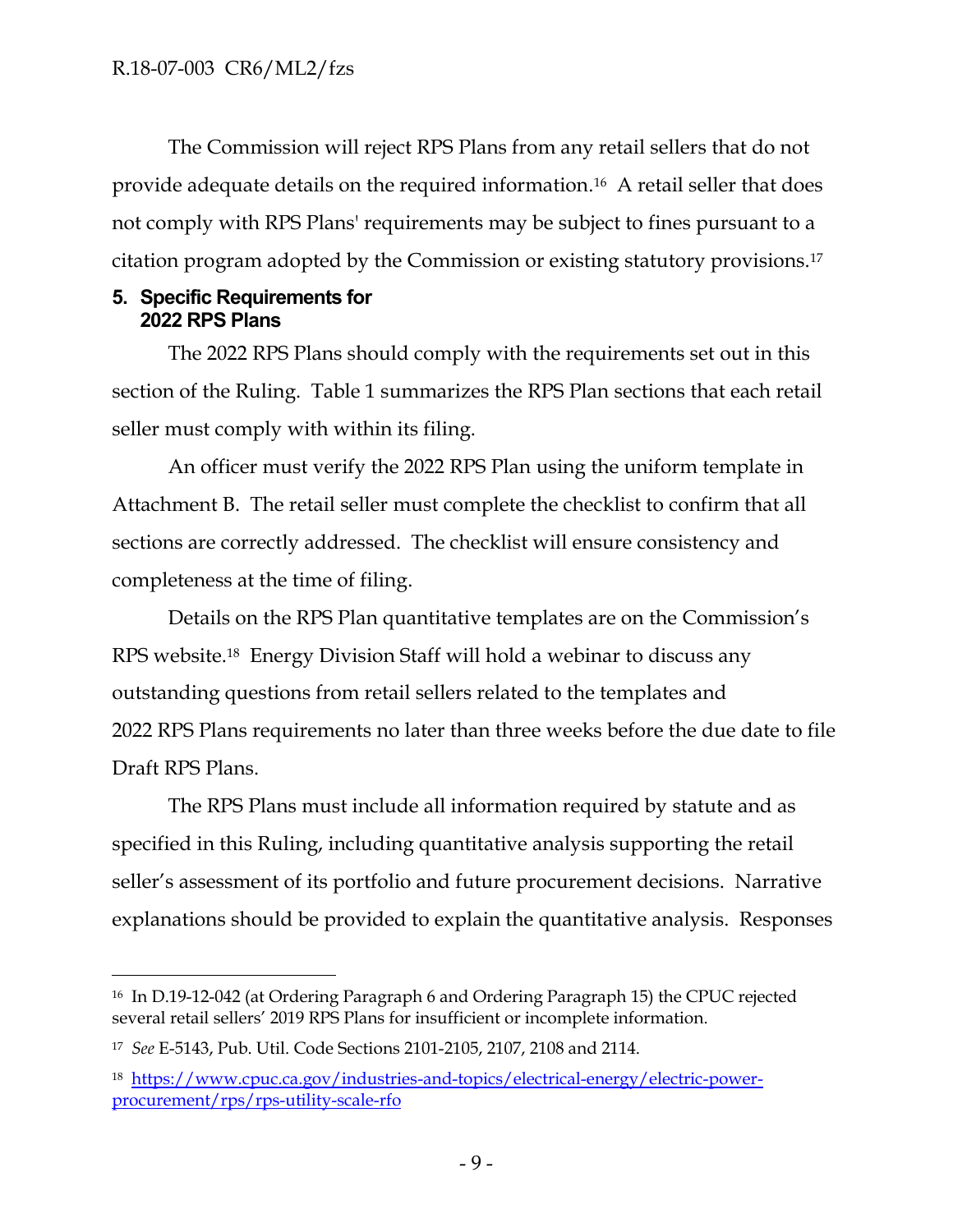The Commission will reject RPS Plans from any retail sellers that do not provide adequate details on the required information.[16] A retail seller that does not comply with RPS Plans' requirements may be subject to fines pursuant to a citation program adopted by the Commission or existing statutory provisions.[17]

## 5. Specific Requirements for 2022 RPS Plans

The 2022 RPS Plans should comply with the requirements set out in this section of the Ruling. Table 1 summarizes the RPS Plan sections that each retail seller must comply with within its filing.

An officer must verify the 2022 RPS Plan using the uniform template in Attachment B. The retail seller must complete the checklist to confirm that all sections are correctly addressed. The checklist will ensure consistency and completeness at the time of filing.

Details on the RPS Plan quantitative templates are on the Commission's RPS website.[18] Energy Division Staff will hold a webinar to discuss any outstanding questions from retail sellers related to the templates and 2022 RPS Plans requirements no later than three weeks before the due date to file Draft RPS Plans.

The RPS Plans must include all information required by statute and as specified in this Ruling, including quantitative analysis supporting the retail seller's assessment of its portfolio and future procurement decisions. Narrative explanations should be provided to explain the quantitative analysis. Responses

---

[16] In D.19-12-042 (at Ordering Paragraph 6 and Ordering Paragraph 15) the CPUC rejected several retail sellers' 2019 RPS Plans for insufficient or incomplete information.

[17] *See* E-5143, Pub. Util. Code Sections 2101-2105, 2107, 2108 and 2114.

[18] https://www.cpuc.ca.gov/industries-and-topics/electrical-energy/electric-power-procurement/rps/rps-utility-scale-rfo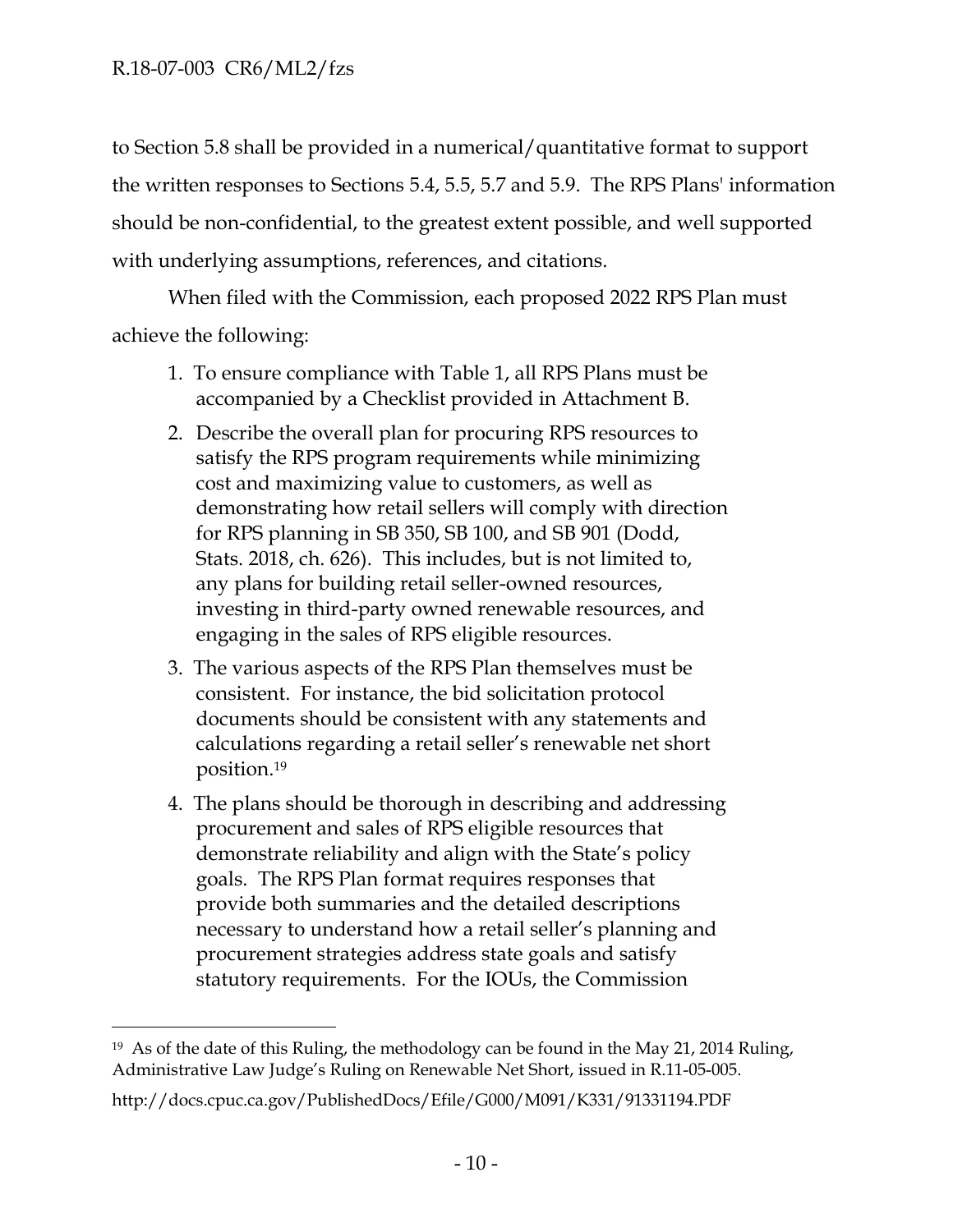to Section 5.8 shall be provided in a numerical/quantitative format to support the written responses to Sections 5.4, 5.5, 5.7 and 5.9. The RPS Plans' information should be non-confidential, to the greatest extent possible, and well supported with underlying assumptions, references, and citations.

When filed with the Commission, each proposed 2022 RPS Plan must achieve the following:

1. To ensure compliance with Table 1, all RPS Plans must be accompanied by a Checklist provided in Attachment B.
2. Describe the overall plan for procuring RPS resources to satisfy the RPS program requirements while minimizing cost and maximizing value to customers, as well as demonstrating how retail sellers will comply with direction for RPS planning in SB 350, SB 100, and SB 901 (Dodd, Stats. 2018, ch. 626). This includes, but is not limited to, any plans for building retail seller-owned resources, investing in third-party owned renewable resources, and engaging in the sales of RPS eligible resources.
3. The various aspects of the RPS Plan themselves must be consistent. For instance, the bid solicitation protocol documents should be consistent with any statements and calculations regarding a retail seller's renewable net short position.[19]
4. The plans should be thorough in describing and addressing procurement and sales of RPS eligible resources that demonstrate reliability and align with the State's policy goals. The RPS Plan format requires responses that provide both summaries and the detailed descriptions necessary to understand how a retail seller's planning and procurement strategies address state goals and satisfy statutory requirements. For the IOUs, the Commission

---

[19] As of the date of this Ruling, the methodology can be found in the May 21, 2014 Ruling, Administrative Law Judge's Ruling on Renewable Net Short, issued in R.11-05-005.

http://docs.cpuc.ca.gov/PublishedDocs/Efile/G000/M091/K331/91331194.PDF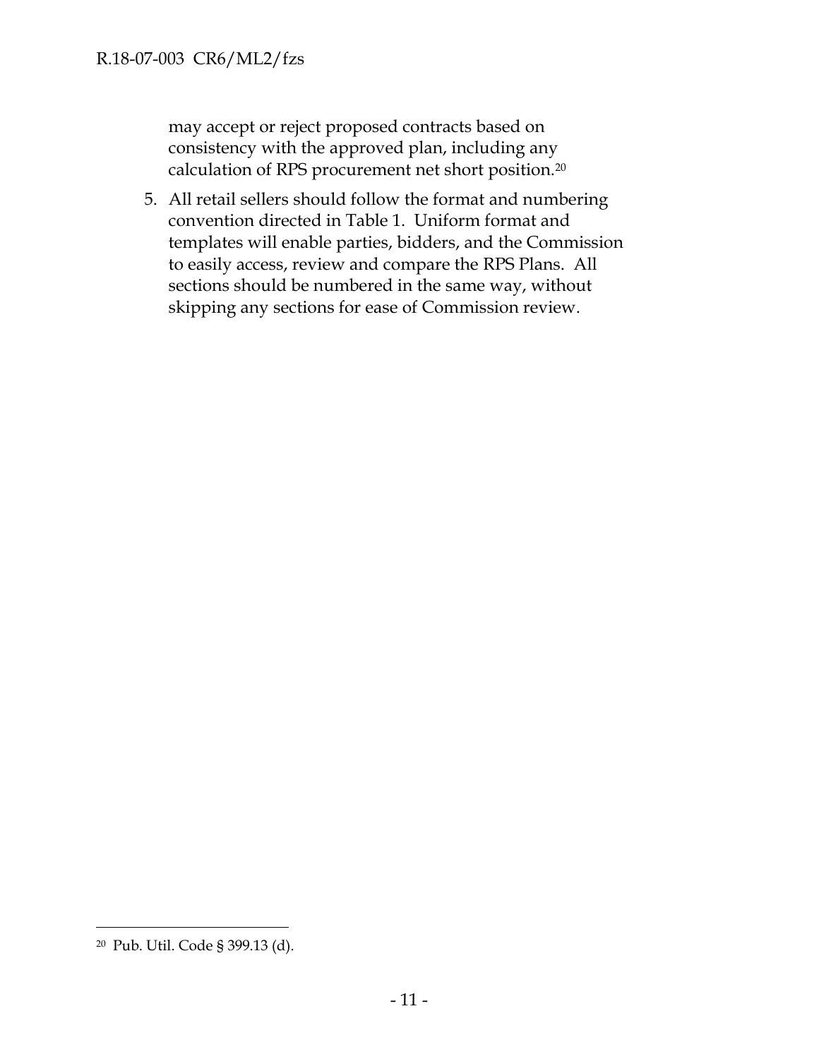may accept or reject proposed contracts based on consistency with the approved plan, including any calculation of RPS procurement net short position.[20]

5. All retail sellers should follow the format and numbering convention directed in Table 1. Uniform format and templates will enable parties, bidders, and the Commission to easily access, review and compare the RPS Plans. All sections should be numbered in the same way, without skipping any sections for ease of Commission review.

---

[20] Pub. Util. Code § 399.13 (d).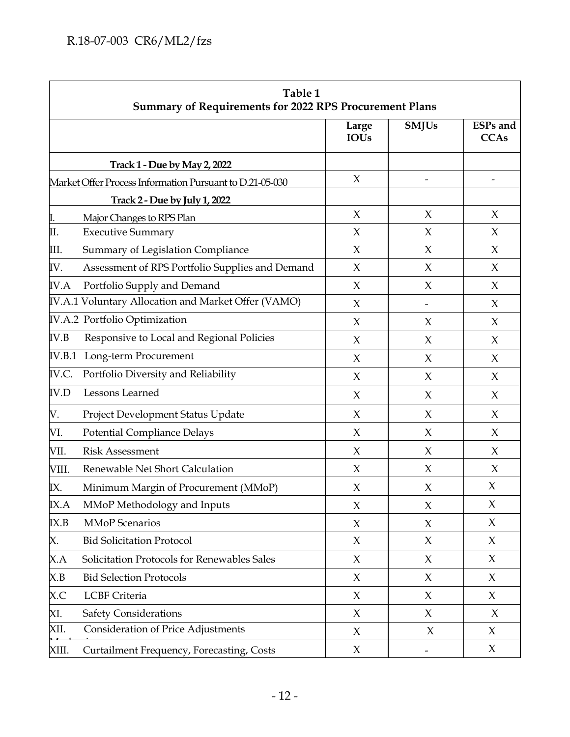**Table 1**
**Summary of Requirements for 2022 RPS Procurement Plans**

| | Large IOUs | SMJUs | ESPs and CCAs |
|---|---|---|---|
| **Track 1 - Due by May 2, 2022** | | | |
| Market Offer Process Information Pursuant to D.21-05-030 | X | - | - |
| **Track 2 - Due by July 1, 2022** | | | |
| I. Major Changes to RPS Plan | X | X | X |
| II. Executive Summary | X | X | X |
| III. Summary of Legislation Compliance | X | X | X |
| IV. Assessment of RPS Portfolio Supplies and Demand | X | X | X |
| IV.A Portfolio Supply and Demand | X | X | X |
| IV.A.1 Voluntary Allocation and Market Offer (VAMO) | X | - | X |
| IV.A.2 Portfolio Optimization | X | X | X |
| IV.B Responsive to Local and Regional Policies | X | X | X |
| IV.B.1 Long-term Procurement | X | X | X |
| IV.C. Portfolio Diversity and Reliability | X | X | X |
| IV.D Lessons Learned | X | X | X |
| V. Project Development Status Update | X | X | X |
| VI. Potential Compliance Delays | X | X | X |
| VII. Risk Assessment | X | X | X |
| VIII. Renewable Net Short Calculation | X | X | X |
| IX. Minimum Margin of Procurement (MMoP) | X | X | X |
| IX.A MMoP Methodology and Inputs | X | X | X |
| IX.B MMoP Scenarios | X | X | X |
| X. Bid Solicitation Protocol | X | X | X |
| X.A Solicitation Protocols for Renewables Sales | X | X | X |
| X.B Bid Selection Protocols | X | X | X |
| X.C LCBF Criteria | X | X | X |
| XI. Safety Considerations | X | X | X |
| XII. Consideration of Price Adjustments Mechanisms | X | X | X |
| XIII. Curtailment Frequency, Forecasting, Costs | X | - | X |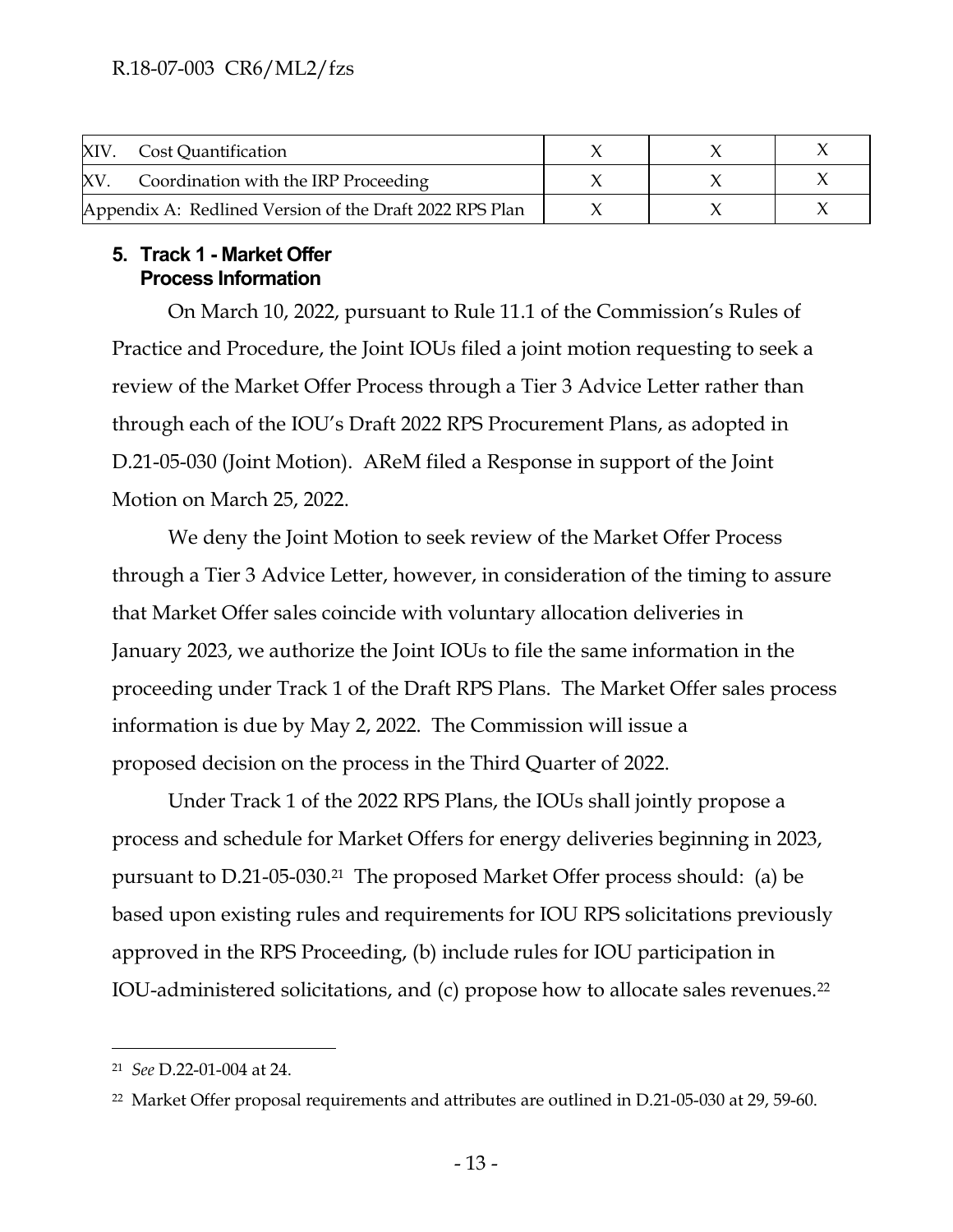| | | | |
|---|---|---|---|
| XIV. Cost Quantification | X | X | X |
| XV. Coordination with the IRP Proceeding | X | X | X |
| Appendix A: Redlined Version of the Draft 2022 RPS Plan | X | X | X |

### 5. Track 1 - Market Offer Process Information

On March 10, 2022, pursuant to Rule 11.1 of the Commission's Rules of Practice and Procedure, the Joint IOUs filed a joint motion requesting to seek a review of the Market Offer Process through a Tier 3 Advice Letter rather than through each of the IOU's Draft 2022 RPS Procurement Plans, as adopted in D.21-05-030 (Joint Motion). AReM filed a Response in support of the Joint Motion on March 25, 2022.

We deny the Joint Motion to seek review of the Market Offer Process through a Tier 3 Advice Letter, however, in consideration of the timing to assure that Market Offer sales coincide with voluntary allocation deliveries in January 2023, we authorize the Joint IOUs to file the same information in the proceeding under Track 1 of the Draft RPS Plans. The Market Offer sales process information is due by May 2, 2022. The Commission will issue a proposed decision on the process in the Third Quarter of 2022.

Under Track 1 of the 2022 RPS Plans, the IOUs shall jointly propose a process and schedule for Market Offers for energy deliveries beginning in 2023, pursuant to D.21-05-030.[21] The proposed Market Offer process should: (a) be based upon existing rules and requirements for IOU RPS solicitations previously approved in the RPS Proceeding, (b) include rules for IOU participation in IOU-administered solicitations, and (c) propose how to allocate sales revenues.[22]

---

[21] *See* D.22-01-004 at 24.

[22] Market Offer proposal requirements and attributes are outlined in D.21-05-030 at 29, 59-60.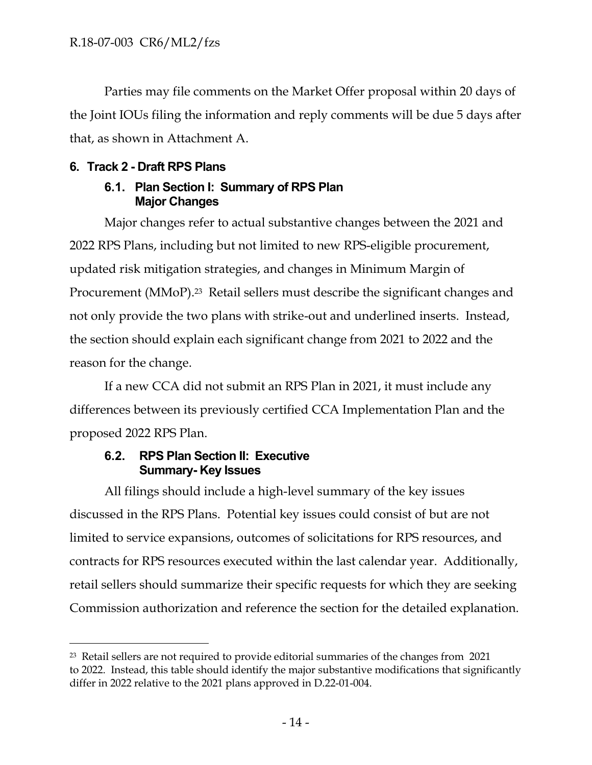Parties may file comments on the Market Offer proposal within 20 days of the Joint IOUs filing the information and reply comments will be due 5 days after that, as shown in Attachment A.

## 6. Track 2 - Draft RPS Plans

### 6.1. Plan Section I: Summary of RPS Plan Major Changes

Major changes refer to actual substantive changes between the 2021 and 2022 RPS Plans, including but not limited to new RPS-eligible procurement, updated risk mitigation strategies, and changes in Minimum Margin of Procurement (MMoP).[23] Retail sellers must describe the significant changes and not only provide the two plans with strike-out and underlined inserts. Instead, the section should explain each significant change from 2021 to 2022 and the reason for the change.

If a new CCA did not submit an RPS Plan in 2021, it must include any differences between its previously certified CCA Implementation Plan and the proposed 2022 RPS Plan.

### 6.2. RPS Plan Section II: Executive Summary- Key Issues

All filings should include a high-level summary of the key issues discussed in the RPS Plans. Potential key issues could consist of but are not limited to service expansions, outcomes of solicitations for RPS resources, and contracts for RPS resources executed within the last calendar year. Additionally, retail sellers should summarize their specific requests for which they are seeking Commission authorization and reference the section for the detailed explanation.

---

[23] Retail sellers are not required to provide editorial summaries of the changes from 2021 to 2022. Instead, this table should identify the major substantive modifications that significantly differ in 2022 relative to the 2021 plans approved in D.22-01-004.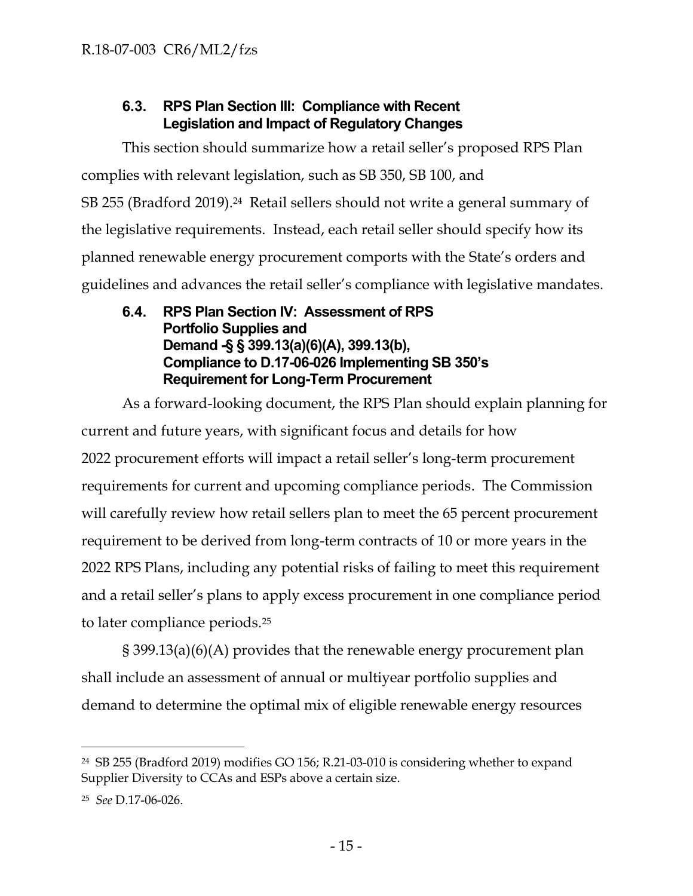### 6.3. RPS Plan Section III: Compliance with Recent Legislation and Impact of Regulatory Changes

This section should summarize how a retail seller's proposed RPS Plan complies with relevant legislation, such as SB 350, SB 100, and SB 255 (Bradford 2019).[24] Retail sellers should not write a general summary of the legislative requirements. Instead, each retail seller should specify how its planned renewable energy procurement comports with the State's orders and guidelines and advances the retail seller's compliance with legislative mandates.

### 6.4. RPS Plan Section IV: Assessment of RPS Portfolio Supplies and Demand -§ § 399.13(a)(6)(A), 399.13(b), Compliance to D.17-06-026 Implementing SB 350's Requirement for Long-Term Procurement

As a forward-looking document, the RPS Plan should explain planning for current and future years, with significant focus and details for how 2022 procurement efforts will impact a retail seller's long-term procurement requirements for current and upcoming compliance periods. The Commission will carefully review how retail sellers plan to meet the 65 percent procurement requirement to be derived from long-term contracts of 10 or more years in the 2022 RPS Plans, including any potential risks of failing to meet this requirement and a retail seller's plans to apply excess procurement in one compliance period to later compliance periods.[25]

§ 399.13(a)(6)(A) provides that the renewable energy procurement plan shall include an assessment of annual or multiyear portfolio supplies and demand to determine the optimal mix of eligible renewable energy resources

---

[24] SB 255 (Bradford 2019) modifies GO 156; R.21-03-010 is considering whether to expand Supplier Diversity to CCAs and ESPs above a certain size.

[25] *See* D.17-06-026.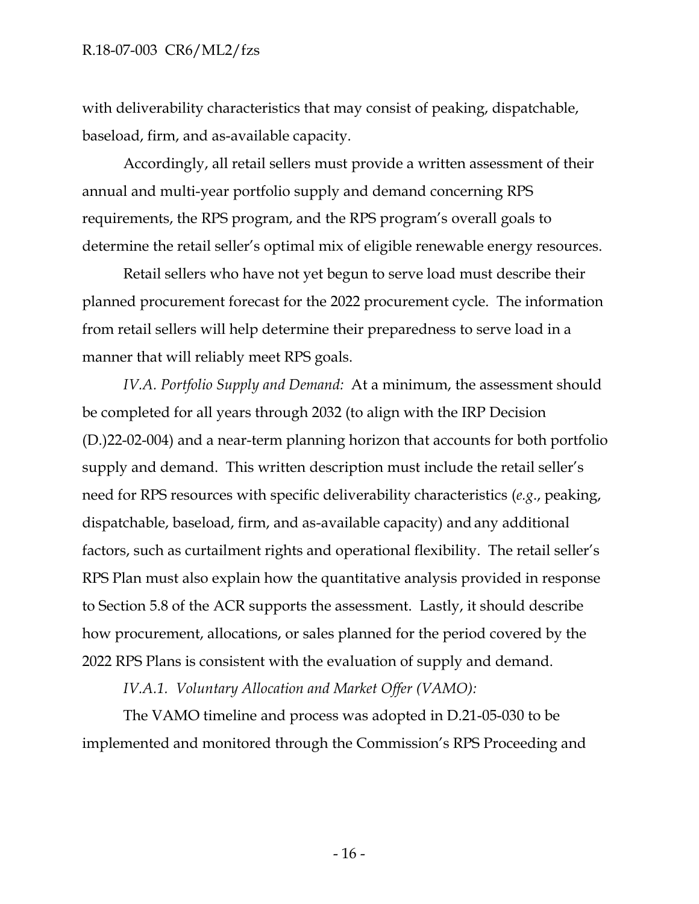with deliverability characteristics that may consist of peaking, dispatchable, baseload, firm, and as-available capacity.

Accordingly, all retail sellers must provide a written assessment of their annual and multi-year portfolio supply and demand concerning RPS requirements, the RPS program, and the RPS program's overall goals to determine the retail seller's optimal mix of eligible renewable energy resources.

Retail sellers who have not yet begun to serve load must describe their planned procurement forecast for the 2022 procurement cycle. The information from retail sellers will help determine their preparedness to serve load in a manner that will reliably meet RPS goals.

*IV.A. Portfolio Supply and Demand:* At a minimum, the assessment should be completed for all years through 2032 (to align with the IRP Decision (D.)22-02-004) and a near-term planning horizon that accounts for both portfolio supply and demand. This written description must include the retail seller's need for RPS resources with specific deliverability characteristics (*e.g.*, peaking, dispatchable, baseload, firm, and as-available capacity) and any additional factors, such as curtailment rights and operational flexibility. The retail seller's RPS Plan must also explain how the quantitative analysis provided in response to Section 5.8 of the ACR supports the assessment. Lastly, it should describe how procurement, allocations, or sales planned for the period covered by the 2022 RPS Plans is consistent with the evaluation of supply and demand.

*IV.A.1. Voluntary Allocation and Market Offer (VAMO):*

The VAMO timeline and process was adopted in D.21-05-030 to be implemented and monitored through the Commission's RPS Proceeding and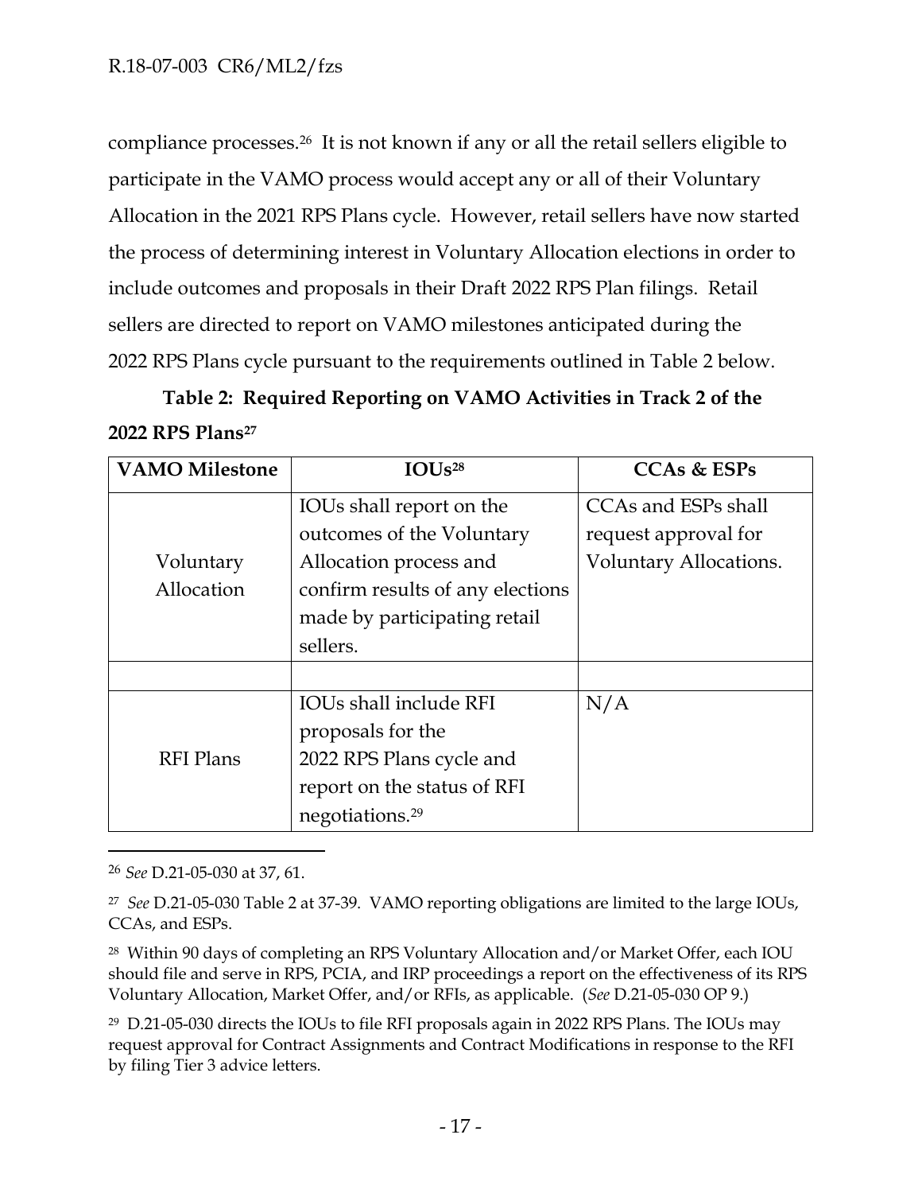compliance processes.[26] It is not known if any or all the retail sellers eligible to participate in the VAMO process would accept any or all of their Voluntary Allocation in the 2021 RPS Plans cycle. However, retail sellers have now started the process of determining interest in Voluntary Allocation elections in order to include outcomes and proposals in their Draft 2022 RPS Plan filings. Retail sellers are directed to report on VAMO milestones anticipated during the 2022 RPS Plans cycle pursuant to the requirements outlined in Table 2 below.

**Table 2: Required Reporting on VAMO Activities in Track 2 of the 2022 RPS Plans[27]**

| VAMO Milestone | IOUs[28] | CCAs & ESPs |
|---|---|---|
| Voluntary Allocation | IOUs shall report on the outcomes of the Voluntary Allocation process and confirm results of any elections made by participating retail sellers. | CCAs and ESPs shall request approval for Voluntary Allocations. |
| | | |
| RFI Plans | IOUs shall include RFI proposals for the 2022 RPS Plans cycle and report on the status of RFI negotiations.[29] | N/A |

---

[26] *See* D.21-05-030 at 37, 61.

[27] *See* D.21-05-030 Table 2 at 37-39. VAMO reporting obligations are limited to the large IOUs, CCAs, and ESPs.

[28] Within 90 days of completing an RPS Voluntary Allocation and/or Market Offer, each IOU should file and serve in RPS, PCIA, and IRP proceedings a report on the effectiveness of its RPS Voluntary Allocation, Market Offer, and/or RFIs, as applicable. (*See* D.21-05-030 OP 9.)

[29] D.21-05-030 directs the IOUs to file RFI proposals again in 2022 RPS Plans. The IOUs may request approval for Contract Assignments and Contract Modifications in response to the RFI by filing Tier 3 advice letters.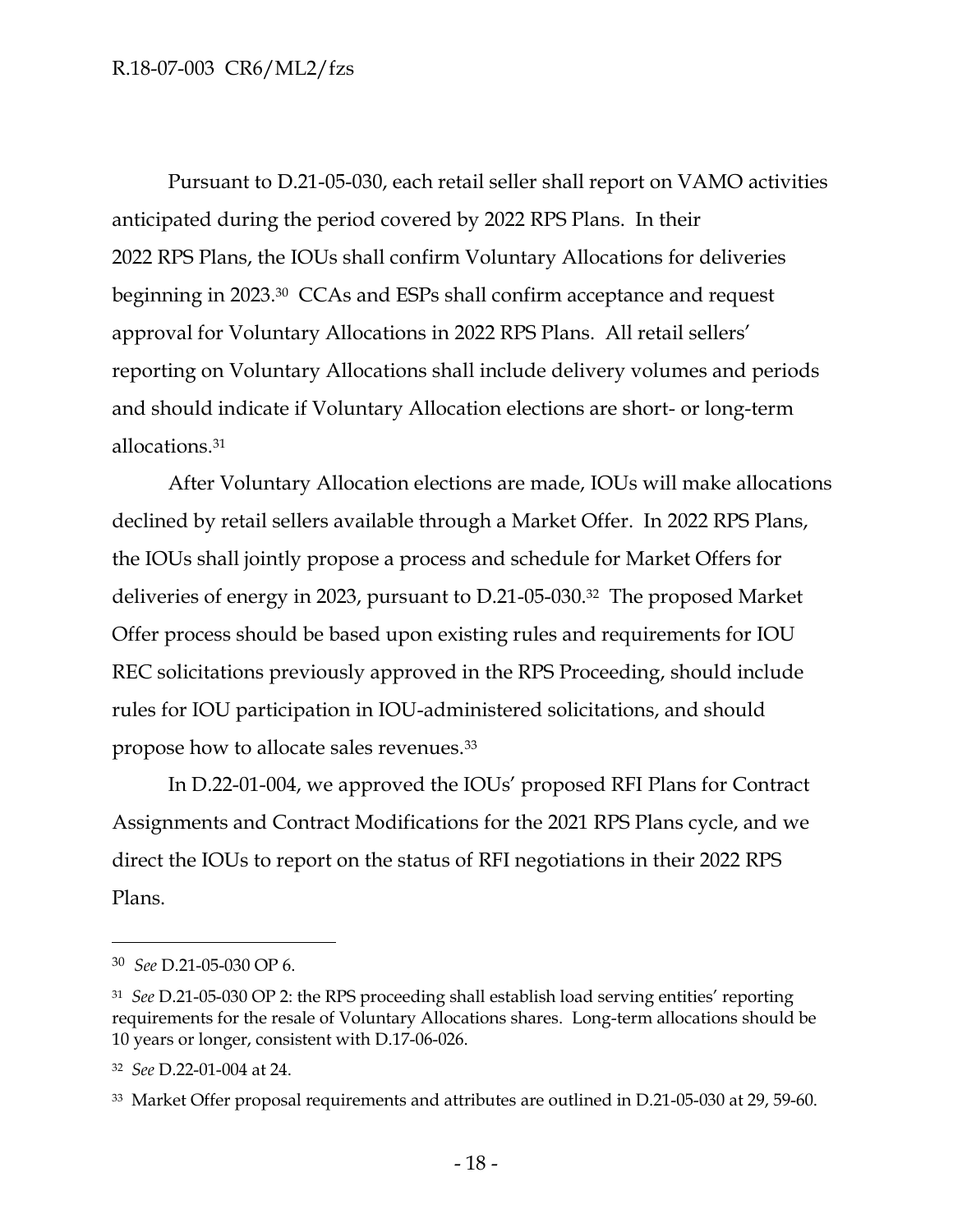Pursuant to D.21-05-030, each retail seller shall report on VAMO activities anticipated during the period covered by 2022 RPS Plans. In their 2022 RPS Plans, the IOUs shall confirm Voluntary Allocations for deliveries beginning in 2023.[30] CCAs and ESPs shall confirm acceptance and request approval for Voluntary Allocations in 2022 RPS Plans. All retail sellers' reporting on Voluntary Allocations shall include delivery volumes and periods and should indicate if Voluntary Allocation elections are short- or long-term allocations.[31]

After Voluntary Allocation elections are made, IOUs will make allocations declined by retail sellers available through a Market Offer. In 2022 RPS Plans, the IOUs shall jointly propose a process and schedule for Market Offers for deliveries of energy in 2023, pursuant to D.21-05-030.[32] The proposed Market Offer process should be based upon existing rules and requirements for IOU REC solicitations previously approved in the RPS Proceeding, should include rules for IOU participation in IOU-administered solicitations, and should propose how to allocate sales revenues.[33]

In D.22-01-004, we approved the IOUs' proposed RFI Plans for Contract Assignments and Contract Modifications for the 2021 RPS Plans cycle, and we direct the IOUs to report on the status of RFI negotiations in their 2022 RPS Plans.

---

[30] *See* D.21-05-030 OP 6.

[31] *See* D.21-05-030 OP 2: the RPS proceeding shall establish load serving entities' reporting requirements for the resale of Voluntary Allocations shares. Long-term allocations should be 10 years or longer, consistent with D.17-06-026.

[32] *See* D.22-01-004 at 24.

[33] Market Offer proposal requirements and attributes are outlined in D.21-05-030 at 29, 59-60.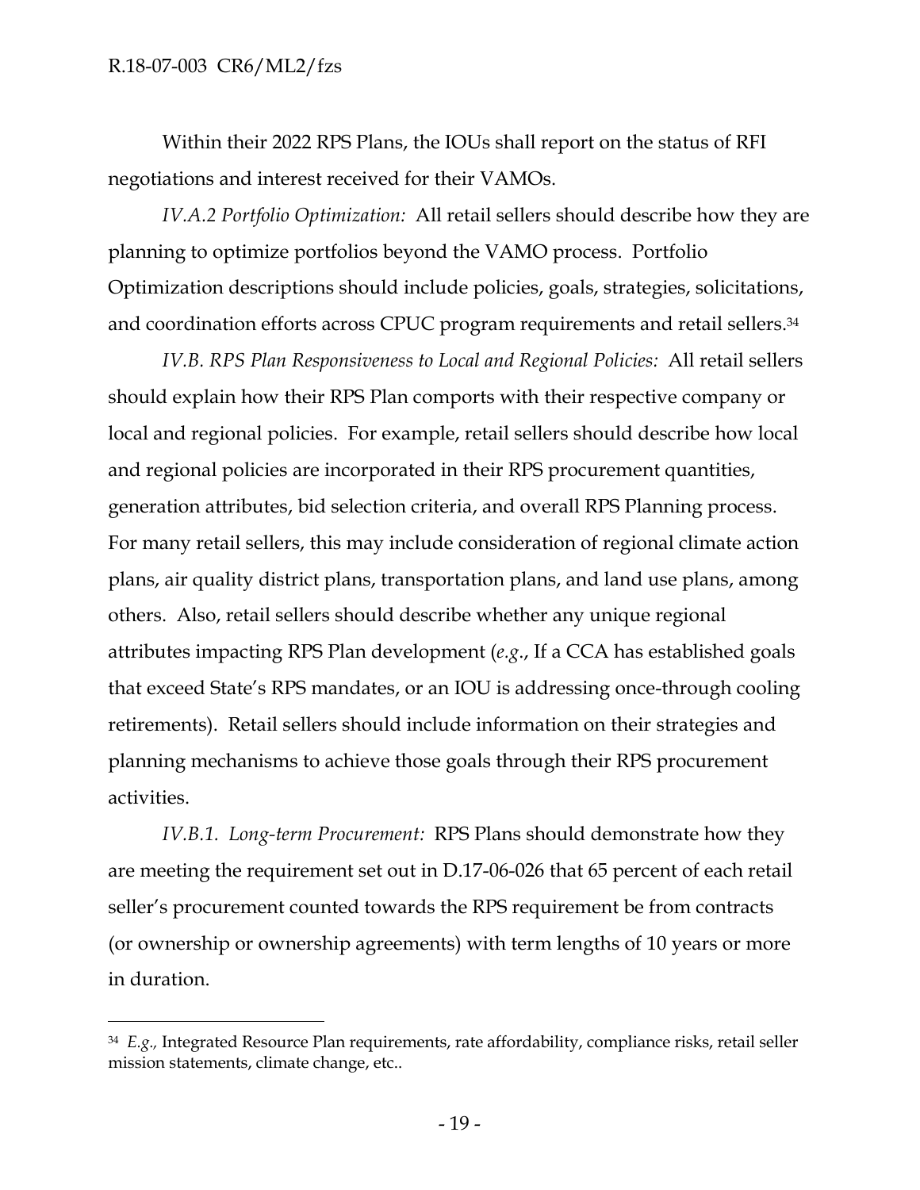Within their 2022 RPS Plans, the IOUs shall report on the status of RFI negotiations and interest received for their VAMOs.

*IV.A.2 Portfolio Optimization:* All retail sellers should describe how they are planning to optimize portfolios beyond the VAMO process. Portfolio Optimization descriptions should include policies, goals, strategies, solicitations, and coordination efforts across CPUC program requirements and retail sellers.[34]

*IV.B. RPS Plan Responsiveness to Local and Regional Policies:* All retail sellers should explain how their RPS Plan comports with their respective company or local and regional policies. For example, retail sellers should describe how local and regional policies are incorporated in their RPS procurement quantities, generation attributes, bid selection criteria, and overall RPS Planning process. For many retail sellers, this may include consideration of regional climate action plans, air quality district plans, transportation plans, and land use plans, among others. Also, retail sellers should describe whether any unique regional attributes impacting RPS Plan development (*e.g.*, If a CCA has established goals that exceed State's RPS mandates, or an IOU is addressing once-through cooling retirements). Retail sellers should include information on their strategies and planning mechanisms to achieve those goals through their RPS procurement activities.

*IV.B.1. Long-term Procurement:* RPS Plans should demonstrate how they are meeting the requirement set out in D.17-06-026 that 65 percent of each retail seller's procurement counted towards the RPS requirement be from contracts (or ownership or ownership agreements) with term lengths of 10 years or more in duration.

---

[34] *E.g.,* Integrated Resource Plan requirements, rate affordability, compliance risks, retail seller mission statements, climate change, etc..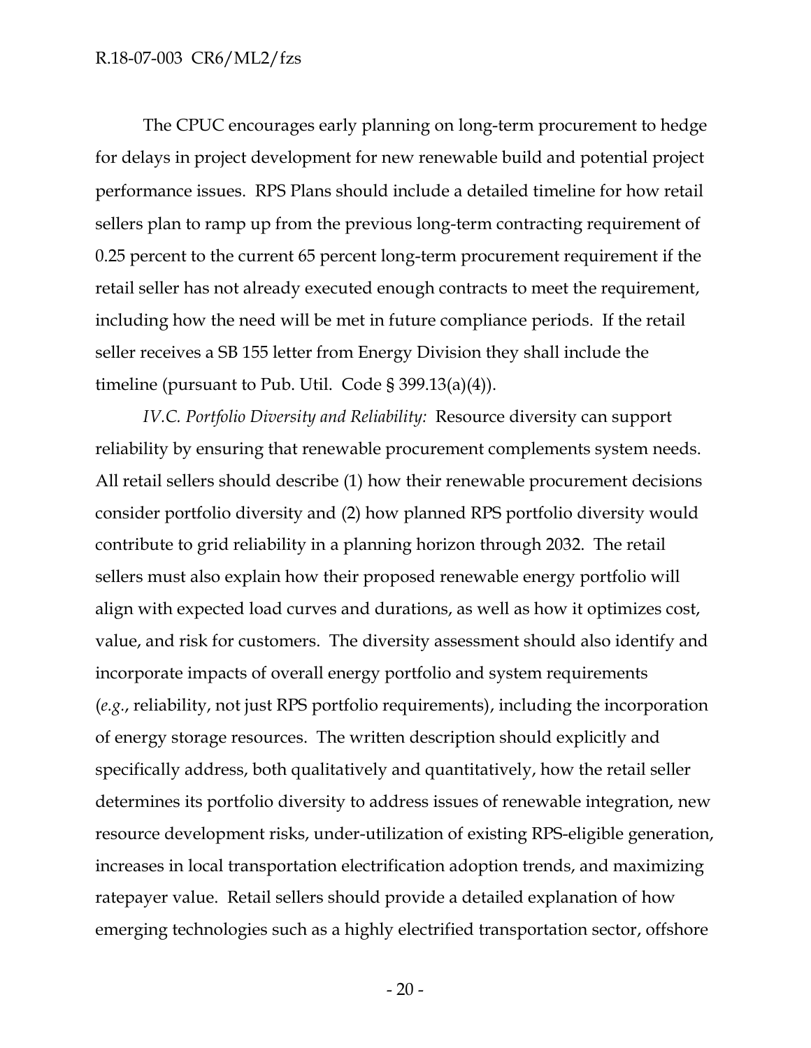The CPUC encourages early planning on long-term procurement to hedge for delays in project development for new renewable build and potential project performance issues. RPS Plans should include a detailed timeline for how retail sellers plan to ramp up from the previous long-term contracting requirement of 0.25 percent to the current 65 percent long-term procurement requirement if the retail seller has not already executed enough contracts to meet the requirement, including how the need will be met in future compliance periods. If the retail seller receives a SB 155 letter from Energy Division they shall include the timeline (pursuant to Pub. Util. Code § 399.13(a)(4)).

*IV.C. Portfolio Diversity and Reliability:* Resource diversity can support reliability by ensuring that renewable procurement complements system needs. All retail sellers should describe (1) how their renewable procurement decisions consider portfolio diversity and (2) how planned RPS portfolio diversity would contribute to grid reliability in a planning horizon through 2032. The retail sellers must also explain how their proposed renewable energy portfolio will align with expected load curves and durations, as well as how it optimizes cost, value, and risk for customers. The diversity assessment should also identify and incorporate impacts of overall energy portfolio and system requirements (*e.g.*, reliability, not just RPS portfolio requirements), including the incorporation of energy storage resources. The written description should explicitly and specifically address, both qualitatively and quantitatively, how the retail seller determines its portfolio diversity to address issues of renewable integration, new resource development risks, under-utilization of existing RPS-eligible generation, increases in local transportation electrification adoption trends, and maximizing ratepayer value. Retail sellers should provide a detailed explanation of how emerging technologies such as a highly electrified transportation sector, offshore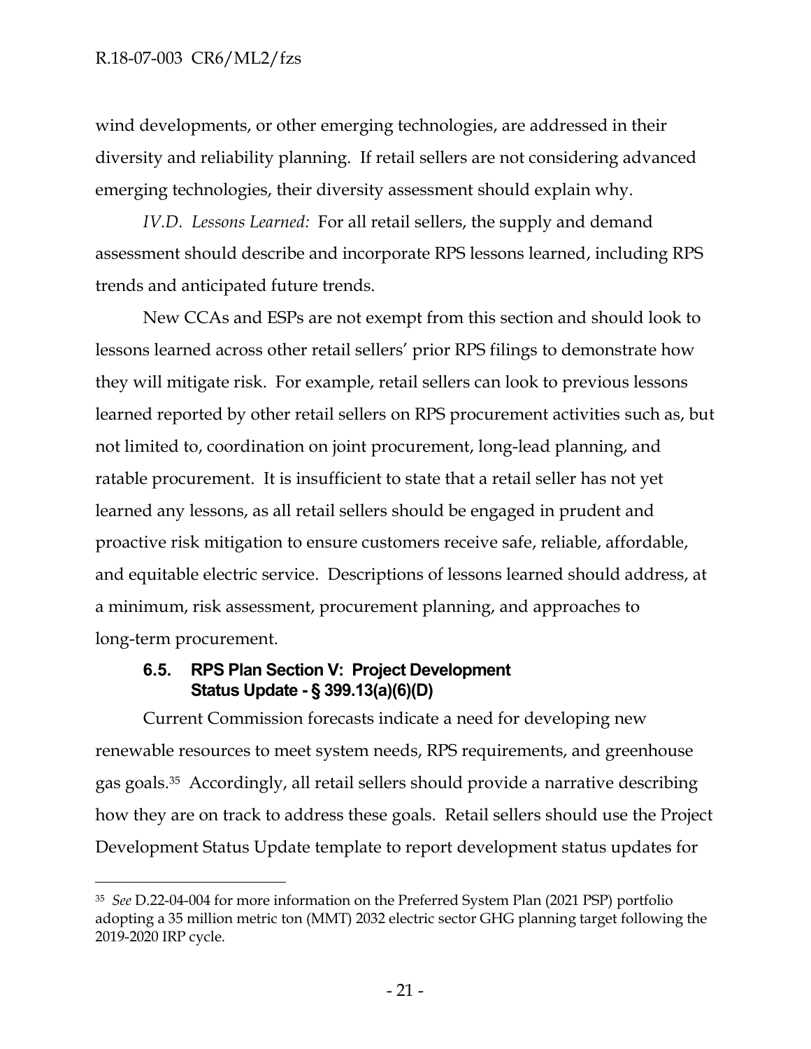wind developments, or other emerging technologies, are addressed in their diversity and reliability planning. If retail sellers are not considering advanced emerging technologies, their diversity assessment should explain why.

*IV.D. Lessons Learned:* For all retail sellers, the supply and demand assessment should describe and incorporate RPS lessons learned, including RPS trends and anticipated future trends.

New CCAs and ESPs are not exempt from this section and should look to lessons learned across other retail sellers' prior RPS filings to demonstrate how they will mitigate risk. For example, retail sellers can look to previous lessons learned reported by other retail sellers on RPS procurement activities such as, but not limited to, coordination on joint procurement, long-lead planning, and ratable procurement. It is insufficient to state that a retail seller has not yet learned any lessons, as all retail sellers should be engaged in prudent and proactive risk mitigation to ensure customers receive safe, reliable, affordable, and equitable electric service. Descriptions of lessons learned should address, at a minimum, risk assessment, procurement planning, and approaches to long-term procurement.

### 6.5. RPS Plan Section V: Project Development Status Update - § 399.13(a)(6)(D)

Current Commission forecasts indicate a need for developing new renewable resources to meet system needs, RPS requirements, and greenhouse gas goals.[35] Accordingly, all retail sellers should provide a narrative describing how they are on track to address these goals. Retail sellers should use the Project Development Status Update template to report development status updates for

[35] *See* D.22-04-004 for more information on the Preferred System Plan (2021 PSP) portfolio adopting a 35 million metric ton (MMT) 2032 electric sector GHG planning target following the 2019-2020 IRP cycle.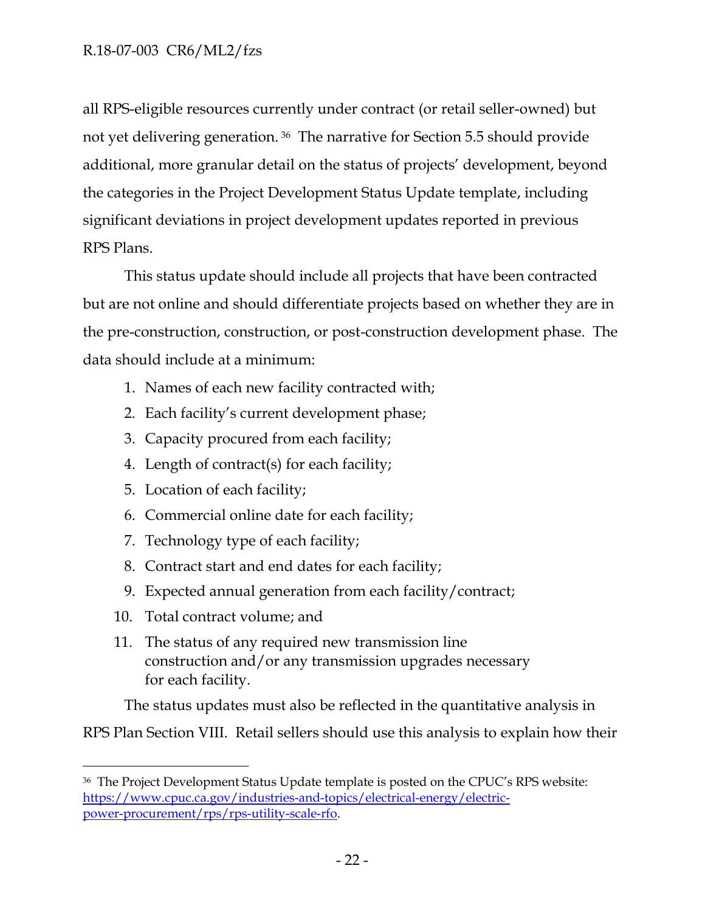all RPS-eligible resources currently under contract (or retail seller-owned) but not yet delivering generation.[36] The narrative for Section 5.5 should provide additional, more granular detail on the status of projects' development, beyond the categories in the Project Development Status Update template, including significant deviations in project development updates reported in previous RPS Plans.

This status update should include all projects that have been contracted but are not online and should differentiate projects based on whether they are in the pre-construction, construction, or post-construction development phase. The data should include at a minimum:

1. Names of each new facility contracted with;
2. Each facility's current development phase;
3. Capacity procured from each facility;
4. Length of contract(s) for each facility;
5. Location of each facility;
6. Commercial online date for each facility;
7. Technology type of each facility;
8. Contract start and end dates for each facility;
9. Expected annual generation from each facility/contract;
10. Total contract volume; and
11. The status of any required new transmission line construction and/or any transmission upgrades necessary for each facility.

The status updates must also be reflected in the quantitative analysis in RPS Plan Section VIII. Retail sellers should use this analysis to explain how their

---

[36] The Project Development Status Update template is posted on the CPUC's RPS website: https://www.cpuc.ca.gov/industries-and-topics/electrical-energy/electric-power-procurement/rps/rps-utility-scale-rfo.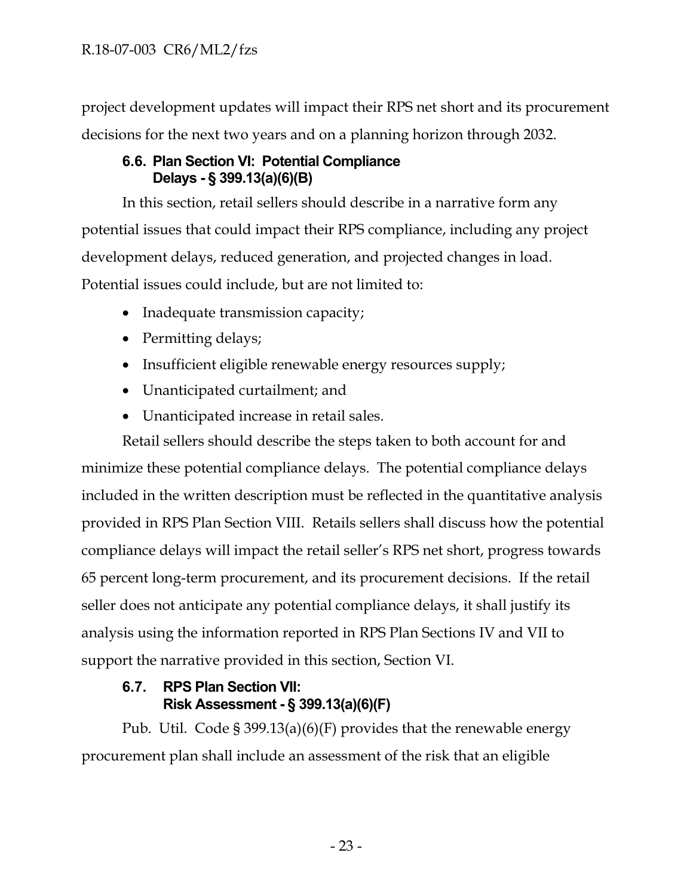project development updates will impact their RPS net short and its procurement decisions for the next two years and on a planning horizon through 2032.

### 6.6. Plan Section VI: Potential Compliance Delays - § 399.13(a)(6)(B)

In this section, retail sellers should describe in a narrative form any potential issues that could impact their RPS compliance, including any project development delays, reduced generation, and projected changes in load. Potential issues could include, but are not limited to:

- Inadequate transmission capacity;
- Permitting delays;
- Insufficient eligible renewable energy resources supply;
- Unanticipated curtailment; and
- Unanticipated increase in retail sales.

Retail sellers should describe the steps taken to both account for and minimize these potential compliance delays. The potential compliance delays included in the written description must be reflected in the quantitative analysis provided in RPS Plan Section VIII. Retails sellers shall discuss how the potential compliance delays will impact the retail seller's RPS net short, progress towards 65 percent long-term procurement, and its procurement decisions. If the retail seller does not anticipate any potential compliance delays, it shall justify its analysis using the information reported in RPS Plan Sections IV and VII to support the narrative provided in this section, Section VI.

### 6.7. RPS Plan Section VII: Risk Assessment - § 399.13(a)(6)(F)

Pub. Util. Code § 399.13(a)(6)(F) provides that the renewable energy procurement plan shall include an assessment of the risk that an eligible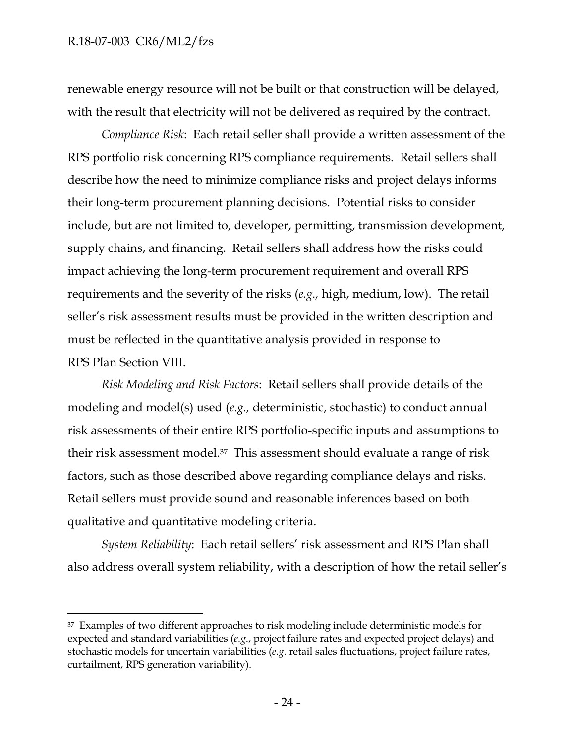renewable energy resource will not be built or that construction will be delayed, with the result that electricity will not be delivered as required by the contract.

*Compliance Risk*: Each retail seller shall provide a written assessment of the RPS portfolio risk concerning RPS compliance requirements. Retail sellers shall describe how the need to minimize compliance risks and project delays informs their long-term procurement planning decisions. Potential risks to consider include, but are not limited to, developer, permitting, transmission development, supply chains, and financing. Retail sellers shall address how the risks could impact achieving the long-term procurement requirement and overall RPS requirements and the severity of the risks (*e.g.,* high, medium, low). The retail seller's risk assessment results must be provided in the written description and must be reflected in the quantitative analysis provided in response to RPS Plan Section VIII.

*Risk Modeling and Risk Factors*: Retail sellers shall provide details of the modeling and model(s) used (*e.g.,* deterministic, stochastic) to conduct annual risk assessments of their entire RPS portfolio-specific inputs and assumptions to their risk assessment model.[37] This assessment should evaluate a range of risk factors, such as those described above regarding compliance delays and risks. Retail sellers must provide sound and reasonable inferences based on both qualitative and quantitative modeling criteria.

*System Reliability*: Each retail sellers' risk assessment and RPS Plan shall also address overall system reliability, with a description of how the retail seller's

---

[37] Examples of two different approaches to risk modeling include deterministic models for expected and standard variabilities (*e.g.*, project failure rates and expected project delays) and stochastic models for uncertain variabilities (*e.g.* retail sales fluctuations, project failure rates, curtailment, RPS generation variability).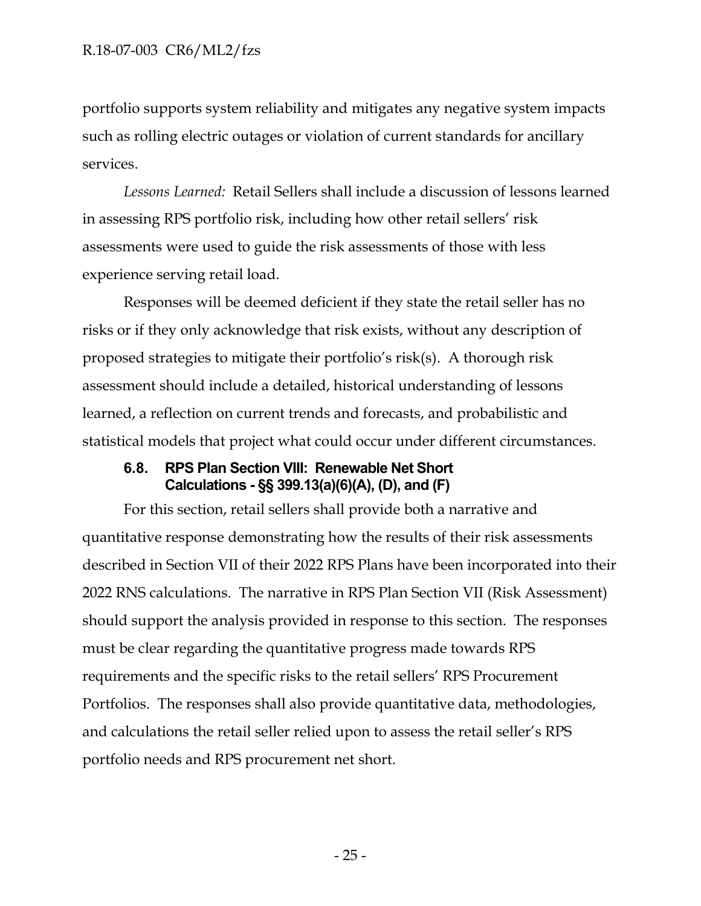portfolio supports system reliability and mitigates any negative system impacts such as rolling electric outages or violation of current standards for ancillary services.

*Lessons Learned:* Retail Sellers shall include a discussion of lessons learned in assessing RPS portfolio risk, including how other retail sellers' risk assessments were used to guide the risk assessments of those with less experience serving retail load.

Responses will be deemed deficient if they state the retail seller has no risks or if they only acknowledge that risk exists, without any description of proposed strategies to mitigate their portfolio's risk(s). A thorough risk assessment should include a detailed, historical understanding of lessons learned, a reflection on current trends and forecasts, and probabilistic and statistical models that project what could occur under different circumstances.

### 6.8. RPS Plan Section VIII: Renewable Net Short Calculations - §§ 399.13(a)(6)(A), (D), and (F)

For this section, retail sellers shall provide both a narrative and quantitative response demonstrating how the results of their risk assessments described in Section VII of their 2022 RPS Plans have been incorporated into their 2022 RNS calculations. The narrative in RPS Plan Section VII (Risk Assessment) should support the analysis provided in response to this section. The responses must be clear regarding the quantitative progress made towards RPS requirements and the specific risks to the retail sellers' RPS Procurement Portfolios. The responses shall also provide quantitative data, methodologies, and calculations the retail seller relied upon to assess the retail seller's RPS portfolio needs and RPS procurement net short.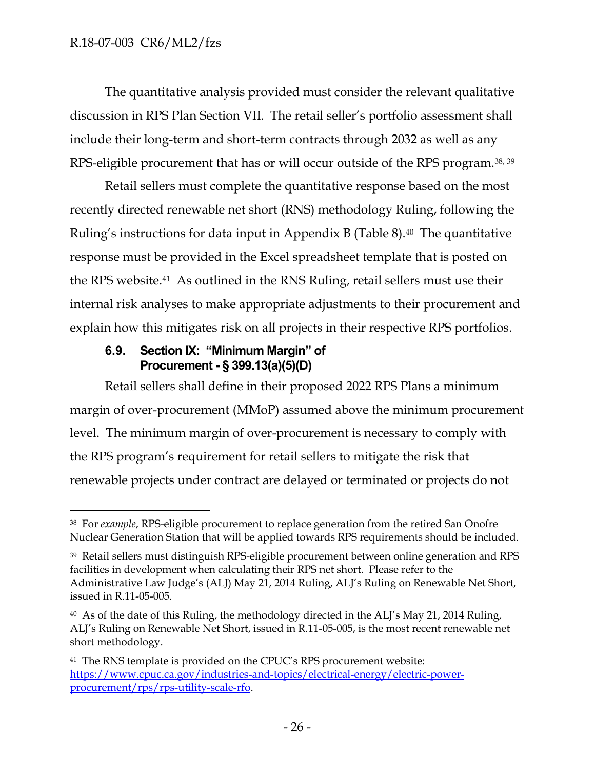The quantitative analysis provided must consider the relevant qualitative discussion in RPS Plan Section VII. The retail seller's portfolio assessment shall include their long-term and short-term contracts through 2032 as well as any RPS-eligible procurement that has or will occur outside of the RPS program.[38, 39]

Retail sellers must complete the quantitative response based on the most recently directed renewable net short (RNS) methodology Ruling, following the Ruling's instructions for data input in Appendix B (Table 8).[40] The quantitative response must be provided in the Excel spreadsheet template that is posted on the RPS website.[41] As outlined in the RNS Ruling, retail sellers must use their internal risk analyses to make appropriate adjustments to their procurement and explain how this mitigates risk on all projects in their respective RPS portfolios.

### 6.9. Section IX: "Minimum Margin" of Procurement - § 399.13(a)(5)(D)

Retail sellers shall define in their proposed 2022 RPS Plans a minimum margin of over-procurement (MMoP) assumed above the minimum procurement level. The minimum margin of over-procurement is necessary to comply with the RPS program's requirement for retail sellers to mitigate the risk that renewable projects under contract are delayed or terminated or projects do not

---

[38] For *example*, RPS-eligible procurement to replace generation from the retired San Onofre Nuclear Generation Station that will be applied towards RPS requirements should be included.

[39] Retail sellers must distinguish RPS-eligible procurement between online generation and RPS facilities in development when calculating their RPS net short. Please refer to the Administrative Law Judge's (ALJ) May 21, 2014 Ruling, ALJ's Ruling on Renewable Net Short, issued in R.11-05-005.

[40] As of the date of this Ruling, the methodology directed in the ALJ's May 21, 2014 Ruling, ALJ's Ruling on Renewable Net Short, issued in R.11-05-005, is the most recent renewable net short methodology.

[41] The RNS template is provided on the CPUC's RPS procurement website: https://www.cpuc.ca.gov/industries-and-topics/electrical-energy/electric-power-procurement/rps/rps-utility-scale-rfo.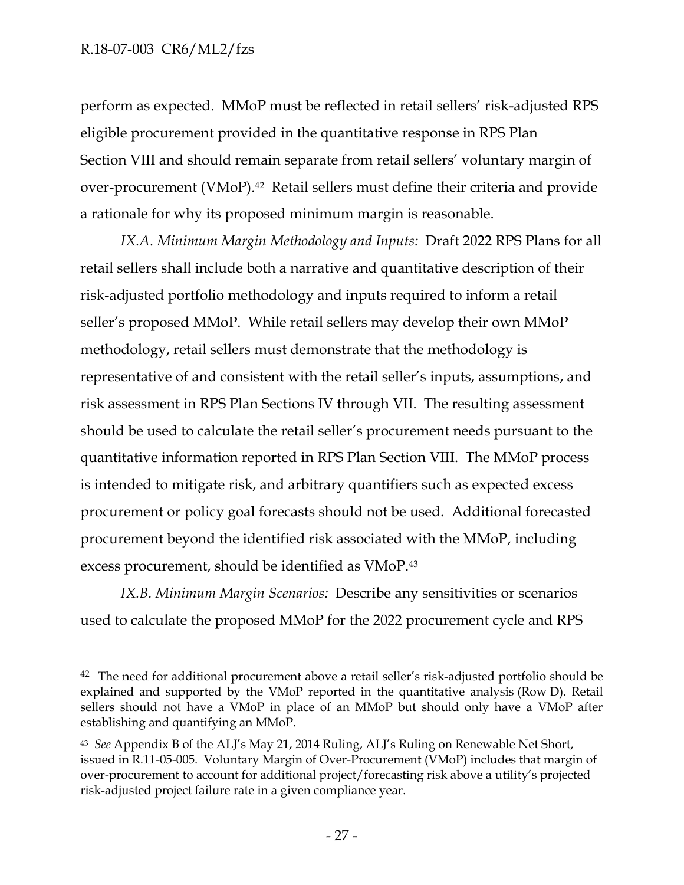perform as expected. MMoP must be reflected in retail sellers' risk-adjusted RPS eligible procurement provided in the quantitative response in RPS Plan Section VIII and should remain separate from retail sellers' voluntary margin of over-procurement (VMoP).[42] Retail sellers must define their criteria and provide a rationale for why its proposed minimum margin is reasonable.

*IX.A. Minimum Margin Methodology and Inputs:* Draft 2022 RPS Plans for all retail sellers shall include both a narrative and quantitative description of their risk-adjusted portfolio methodology and inputs required to inform a retail seller's proposed MMoP. While retail sellers may develop their own MMoP methodology, retail sellers must demonstrate that the methodology is representative of and consistent with the retail seller's inputs, assumptions, and risk assessment in RPS Plan Sections IV through VII. The resulting assessment should be used to calculate the retail seller's procurement needs pursuant to the quantitative information reported in RPS Plan Section VIII. The MMoP process is intended to mitigate risk, and arbitrary quantifiers such as expected excess procurement or policy goal forecasts should not be used. Additional forecasted procurement beyond the identified risk associated with the MMoP, including excess procurement, should be identified as VMoP.[43]

*IX.B. Minimum Margin Scenarios:* Describe any sensitivities or scenarios used to calculate the proposed MMoP for the 2022 procurement cycle and RPS

---

[42] The need for additional procurement above a retail seller's risk-adjusted portfolio should be explained and supported by the VMoP reported in the quantitative analysis (Row D). Retail sellers should not have a VMoP in place of an MMoP but should only have a VMoP after establishing and quantifying an MMoP.

[43] *See* Appendix B of the ALJ's May 21, 2014 Ruling, ALJ's Ruling on Renewable Net Short, issued in R.11-05-005. Voluntary Margin of Over-Procurement (VMoP) includes that margin of over-procurement to account for additional project/forecasting risk above a utility's projected risk-adjusted project failure rate in a given compliance year.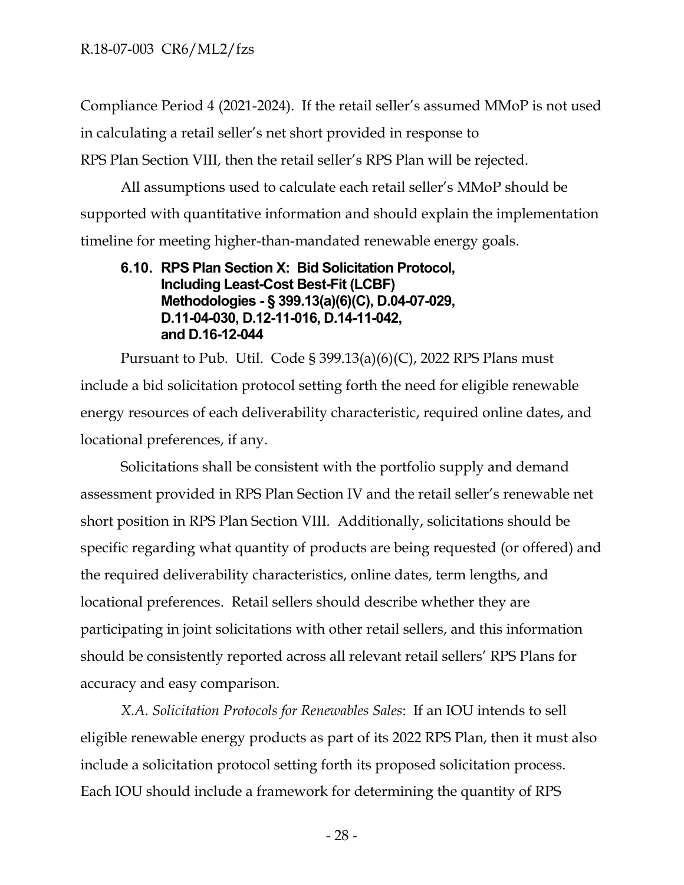Compliance Period 4 (2021-2024). If the retail seller's assumed MMoP is not used in calculating a retail seller's net short provided in response to RPS Plan Section VIII, then the retail seller's RPS Plan will be rejected.

All assumptions used to calculate each retail seller's MMoP should be supported with quantitative information and should explain the implementation timeline for meeting higher-than-mandated renewable energy goals.

### 6.10. RPS Plan Section X: Bid Solicitation Protocol, Including Least-Cost Best-Fit (LCBF) Methodologies - § 399.13(a)(6)(C), D.04-07-029, D.11-04-030, D.12-11-016, D.14-11-042, and D.16-12-044

Pursuant to Pub. Util. Code § 399.13(a)(6)(C), 2022 RPS Plans must include a bid solicitation protocol setting forth the need for eligible renewable energy resources of each deliverability characteristic, required online dates, and locational preferences, if any.

Solicitations shall be consistent with the portfolio supply and demand assessment provided in RPS Plan Section IV and the retail seller's renewable net short position in RPS Plan Section VIII. Additionally, solicitations should be specific regarding what quantity of products are being requested (or offered) and the required deliverability characteristics, online dates, term lengths, and locational preferences. Retail sellers should describe whether they are participating in joint solicitations with other retail sellers, and this information should be consistently reported across all relevant retail sellers' RPS Plans for accuracy and easy comparison.

*X.A. Solicitation Protocols for Renewables Sales*: If an IOU intends to sell eligible renewable energy products as part of its 2022 RPS Plan, then it must also include a solicitation protocol setting forth its proposed solicitation process. Each IOU should include a framework for determining the quantity of RPS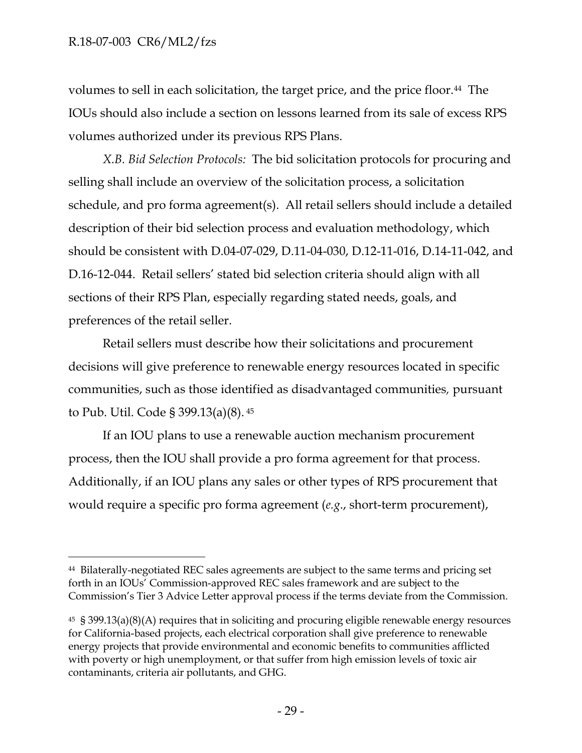volumes to sell in each solicitation, the target price, and the price floor.[44] The IOUs should also include a section on lessons learned from its sale of excess RPS volumes authorized under its previous RPS Plans.

*X.B. Bid Selection Protocols:* The bid solicitation protocols for procuring and selling shall include an overview of the solicitation process, a solicitation schedule, and pro forma agreement(s). All retail sellers should include a detailed description of their bid selection process and evaluation methodology, which should be consistent with D.04-07-029, D.11-04-030, D.12-11-016, D.14-11-042, and D.16-12-044. Retail sellers' stated bid selection criteria should align with all sections of their RPS Plan, especially regarding stated needs, goals, and preferences of the retail seller.

Retail sellers must describe how their solicitations and procurement decisions will give preference to renewable energy resources located in specific communities, such as those identified as disadvantaged communities, pursuant to Pub. Util. Code § 399.13(a)(8).[45]

If an IOU plans to use a renewable auction mechanism procurement process, then the IOU shall provide a pro forma agreement for that process. Additionally, if an IOU plans any sales or other types of RPS procurement that would require a specific pro forma agreement (*e.g.*, short-term procurement),

---

[44] Bilaterally-negotiated REC sales agreements are subject to the same terms and pricing set forth in an IOUs' Commission-approved REC sales framework and are subject to the Commission's Tier 3 Advice Letter approval process if the terms deviate from the Commission.

[45] § 399.13(a)(8)(A) requires that in soliciting and procuring eligible renewable energy resources for California-based projects, each electrical corporation shall give preference to renewable energy projects that provide environmental and economic benefits to communities afflicted with poverty or high unemployment, or that suffer from high emission levels of toxic air contaminants, criteria air pollutants, and GHG.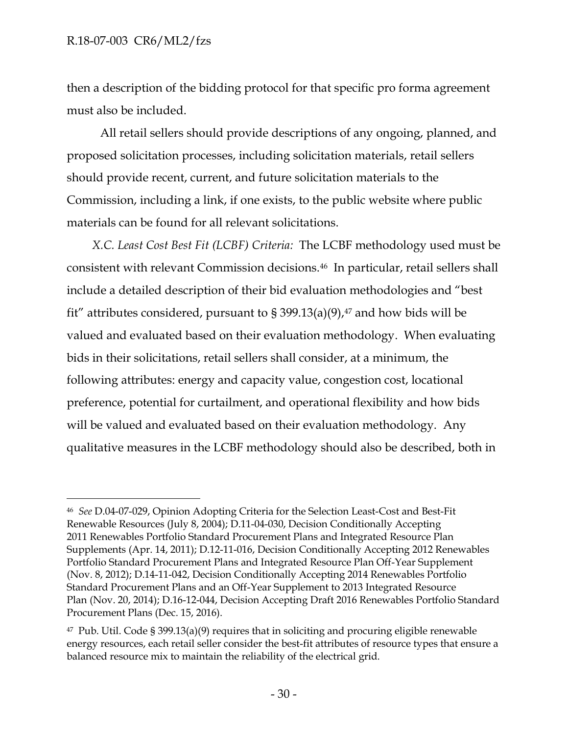then a description of the bidding protocol for that specific pro forma agreement must also be included.

All retail sellers should provide descriptions of any ongoing, planned, and proposed solicitation processes, including solicitation materials, retail sellers should provide recent, current, and future solicitation materials to the Commission, including a link, if one exists, to the public website where public materials can be found for all relevant solicitations.

*X.C. Least Cost Best Fit (LCBF) Criteria:* The LCBF methodology used must be consistent with relevant Commission decisions.[46] In particular, retail sellers shall include a detailed description of their bid evaluation methodologies and "best fit" attributes considered, pursuant to § 399.13(a)(9),[47] and how bids will be valued and evaluated based on their evaluation methodology. When evaluating bids in their solicitations, retail sellers shall consider, at a minimum, the following attributes: energy and capacity value, congestion cost, locational preference, potential for curtailment, and operational flexibility and how bids will be valued and evaluated based on their evaluation methodology. Any qualitative measures in the LCBF methodology should also be described, both in

---

[46] *See* D.04-07-029, Opinion Adopting Criteria for the Selection Least-Cost and Best-Fit Renewable Resources (July 8, 2004); D.11-04-030, Decision Conditionally Accepting 2011 Renewables Portfolio Standard Procurement Plans and Integrated Resource Plan Supplements (Apr. 14, 2011); D.12-11-016, Decision Conditionally Accepting 2012 Renewables Portfolio Standard Procurement Plans and Integrated Resource Plan Off-Year Supplement (Nov. 8, 2012); D.14-11-042, Decision Conditionally Accepting 2014 Renewables Portfolio Standard Procurement Plans and an Off-Year Supplement to 2013 Integrated Resource Plan (Nov. 20, 2014); D.16-12-044, Decision Accepting Draft 2016 Renewables Portfolio Standard Procurement Plans (Dec. 15, 2016).

[47] Pub. Util. Code § 399.13(a)(9) requires that in soliciting and procuring eligible renewable energy resources, each retail seller consider the best-fit attributes of resource types that ensure a balanced resource mix to maintain the reliability of the electrical grid.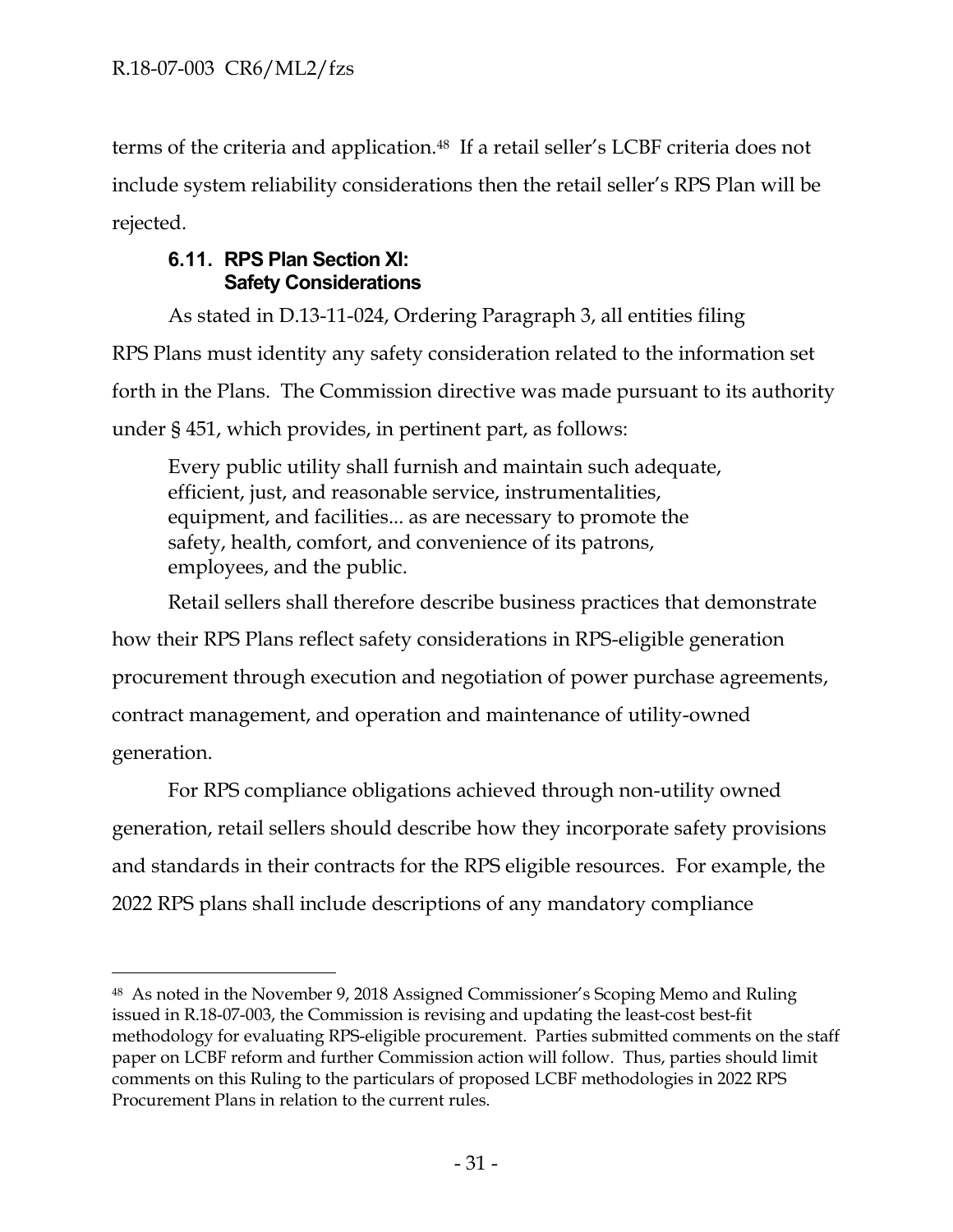terms of the criteria and application.[48] If a retail seller's LCBF criteria does not include system reliability considerations then the retail seller's RPS Plan will be rejected.

### 6.11. RPS Plan Section XI: Safety Considerations

As stated in D.13-11-024, Ordering Paragraph 3, all entities filing RPS Plans must identity any safety consideration related to the information set forth in the Plans. The Commission directive was made pursuant to its authority under § 451, which provides, in pertinent part, as follows:

> Every public utility shall furnish and maintain such adequate, efficient, just, and reasonable service, instrumentalities, equipment, and facilities... as are necessary to promote the safety, health, comfort, and convenience of its patrons, employees, and the public.

Retail sellers shall therefore describe business practices that demonstrate how their RPS Plans reflect safety considerations in RPS-eligible generation procurement through execution and negotiation of power purchase agreements, contract management, and operation and maintenance of utility-owned generation.

For RPS compliance obligations achieved through non-utility owned generation, retail sellers should describe how they incorporate safety provisions and standards in their contracts for the RPS eligible resources. For example, the 2022 RPS plans shall include descriptions of any mandatory compliance

---

[48] As noted in the November 9, 2018 Assigned Commissioner's Scoping Memo and Ruling issued in R.18-07-003, the Commission is revising and updating the least-cost best-fit methodology for evaluating RPS-eligible procurement. Parties submitted comments on the staff paper on LCBF reform and further Commission action will follow. Thus, parties should limit comments on this Ruling to the particulars of proposed LCBF methodologies in 2022 RPS Procurement Plans in relation to the current rules.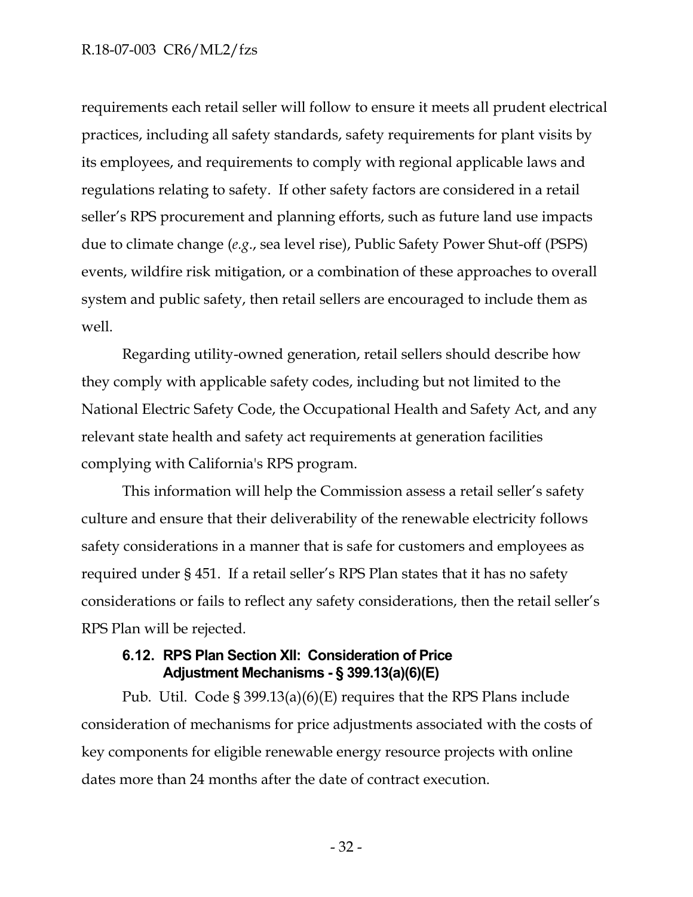requirements each retail seller will follow to ensure it meets all prudent electrical practices, including all safety standards, safety requirements for plant visits by its employees, and requirements to comply with regional applicable laws and regulations relating to safety. If other safety factors are considered in a retail seller's RPS procurement and planning efforts, such as future land use impacts due to climate change (*e.g.*, sea level rise), Public Safety Power Shut-off (PSPS) events, wildfire risk mitigation, or a combination of these approaches to overall system and public safety, then retail sellers are encouraged to include them as well.

Regarding utility-owned generation, retail sellers should describe how they comply with applicable safety codes, including but not limited to the National Electric Safety Code, the Occupational Health and Safety Act, and any relevant state health and safety act requirements at generation facilities complying with California's RPS program.

This information will help the Commission assess a retail seller's safety culture and ensure that their deliverability of the renewable electricity follows safety considerations in a manner that is safe for customers and employees as required under § 451. If a retail seller's RPS Plan states that it has no safety considerations or fails to reflect any safety considerations, then the retail seller's RPS Plan will be rejected.

### 6.12. RPS Plan Section XII: Consideration of Price Adjustment Mechanisms - § 399.13(a)(6)(E)

Pub. Util. Code § 399.13(a)(6)(E) requires that the RPS Plans include consideration of mechanisms for price adjustments associated with the costs of key components for eligible renewable energy resource projects with online dates more than 24 months after the date of contract execution.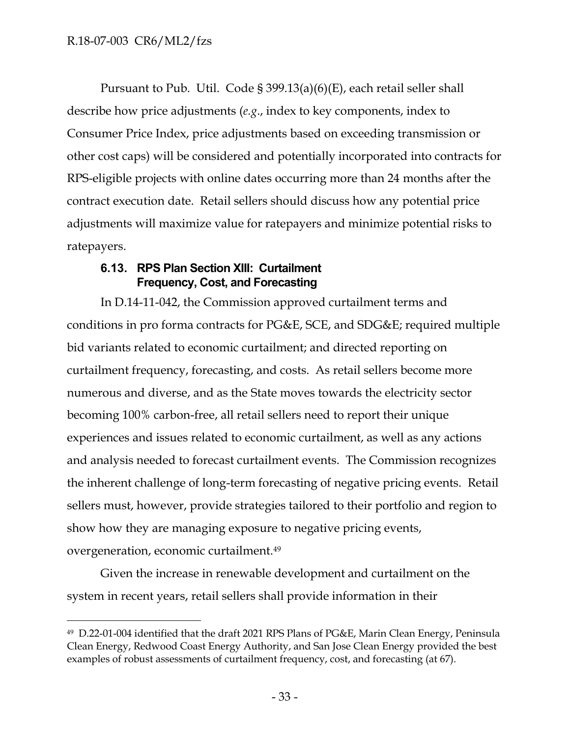Pursuant to Pub. Util. Code § 399.13(a)(6)(E), each retail seller shall describe how price adjustments (*e.g.*, index to key components, index to Consumer Price Index, price adjustments based on exceeding transmission or other cost caps) will be considered and potentially incorporated into contracts for RPS-eligible projects with online dates occurring more than 24 months after the contract execution date. Retail sellers should discuss how any potential price adjustments will maximize value for ratepayers and minimize potential risks to ratepayers.

### 6.13. RPS Plan Section XIII: Curtailment Frequency, Cost, and Forecasting

In D.14-11-042, the Commission approved curtailment terms and conditions in pro forma contracts for PG&E, SCE, and SDG&E; required multiple bid variants related to economic curtailment; and directed reporting on curtailment frequency, forecasting, and costs. As retail sellers become more numerous and diverse, and as the State moves towards the electricity sector becoming 100% carbon-free, all retail sellers need to report their unique experiences and issues related to economic curtailment, as well as any actions and analysis needed to forecast curtailment events. The Commission recognizes the inherent challenge of long-term forecasting of negative pricing events. Retail sellers must, however, provide strategies tailored to their portfolio and region to show how they are managing exposure to negative pricing events, overgeneration, economic curtailment.[49]

Given the increase in renewable development and curtailment on the system in recent years, retail sellers shall provide information in their

---

[49] D.22-01-004 identified that the draft 2021 RPS Plans of PG&E, Marin Clean Energy, Peninsula Clean Energy, Redwood Coast Energy Authority, and San Jose Clean Energy provided the best examples of robust assessments of curtailment frequency, cost, and forecasting (at 67).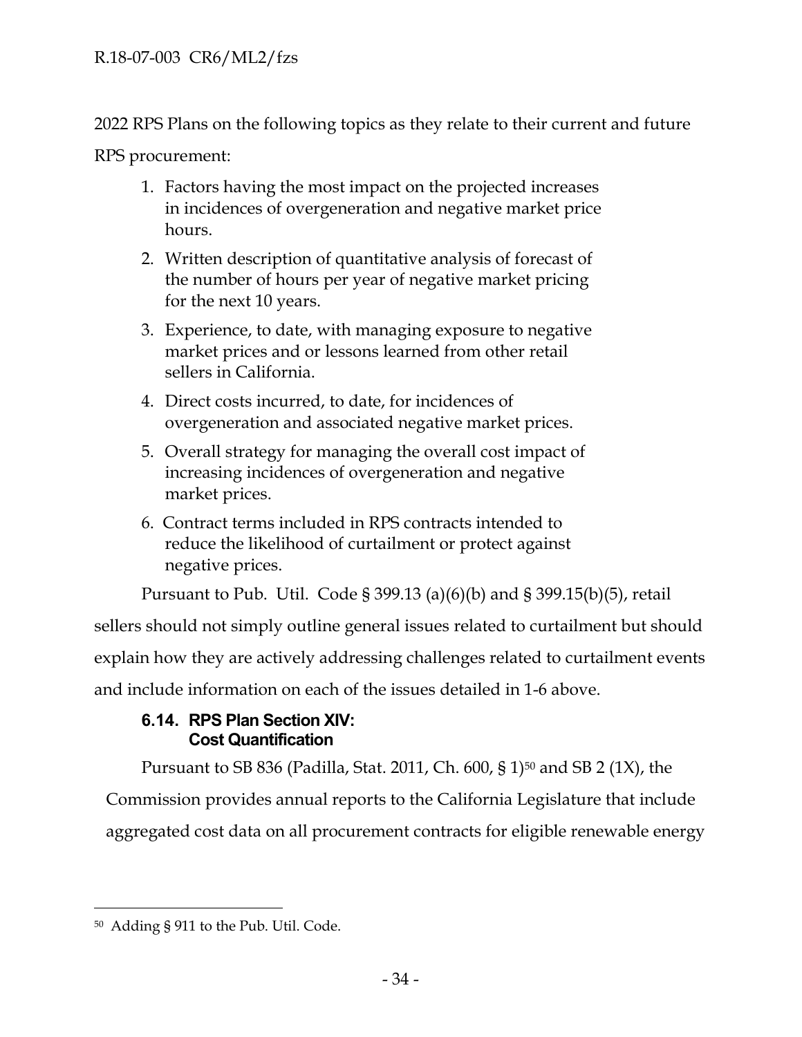2022 RPS Plans on the following topics as they relate to their current and future RPS procurement:

1. Factors having the most impact on the projected increases in incidences of overgeneration and negative market price hours.
2. Written description of quantitative analysis of forecast of the number of hours per year of negative market pricing for the next 10 years.
3. Experience, to date, with managing exposure to negative market prices and or lessons learned from other retail sellers in California.
4. Direct costs incurred, to date, for incidences of overgeneration and associated negative market prices.
5. Overall strategy for managing the overall cost impact of increasing incidences of overgeneration and negative market prices.
6. Contract terms included in RPS contracts intended to reduce the likelihood of curtailment or protect against negative prices.

Pursuant to Pub. Util. Code § 399.13 (a)(6)(b) and § 399.15(b)(5), retail sellers should not simply outline general issues related to curtailment but should explain how they are actively addressing challenges related to curtailment events and include information on each of the issues detailed in 1-6 above.

### 6.14. RPS Plan Section XIV: Cost Quantification

Pursuant to SB 836 (Padilla, Stat. 2011, Ch. 600, § 1)[50] and SB 2 (1X), the Commission provides annual reports to the California Legislature that include aggregated cost data on all procurement contracts for eligible renewable energy

---

[50] Adding § 911 to the Pub. Util. Code.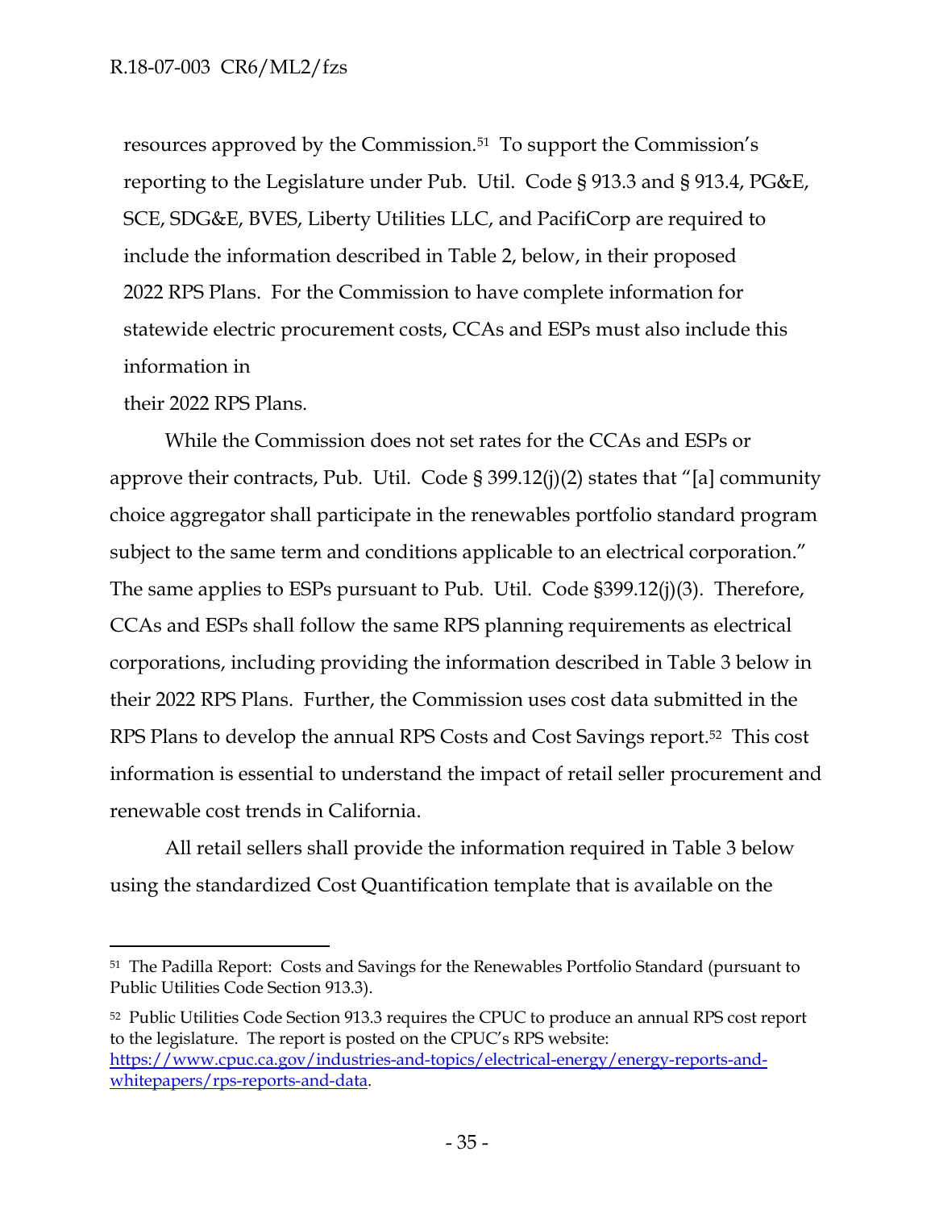resources approved by the Commission.[51] To support the Commission's reporting to the Legislature under Pub. Util. Code § 913.3 and § 913.4, PG&E, SCE, SDG&E, BVES, Liberty Utilities LLC, and PacifiCorp are required to include the information described in Table 2, below, in their proposed 2022 RPS Plans. For the Commission to have complete information for statewide electric procurement costs, CCAs and ESPs must also include this information in their 2022 RPS Plans.

While the Commission does not set rates for the CCAs and ESPs or approve their contracts, Pub. Util. Code § 399.12(j)(2) states that "[a] community choice aggregator shall participate in the renewables portfolio standard program subject to the same term and conditions applicable to an electrical corporation." The same applies to ESPs pursuant to Pub. Util. Code §399.12(j)(3). Therefore, CCAs and ESPs shall follow the same RPS planning requirements as electrical corporations, including providing the information described in Table 3 below in their 2022 RPS Plans. Further, the Commission uses cost data submitted in the RPS Plans to develop the annual RPS Costs and Cost Savings report.[52] This cost information is essential to understand the impact of retail seller procurement and renewable cost trends in California.

All retail sellers shall provide the information required in Table 3 below using the standardized Cost Quantification template that is available on the

---

[51] The Padilla Report: Costs and Savings for the Renewables Portfolio Standard (pursuant to Public Utilities Code Section 913.3).

[52] Public Utilities Code Section 913.3 requires the CPUC to produce an annual RPS cost report to the legislature. The report is posted on the CPUC's RPS website: https://www.cpuc.ca.gov/industries-and-topics/electrical-energy/energy-reports-and-whitepapers/rps-reports-and-data.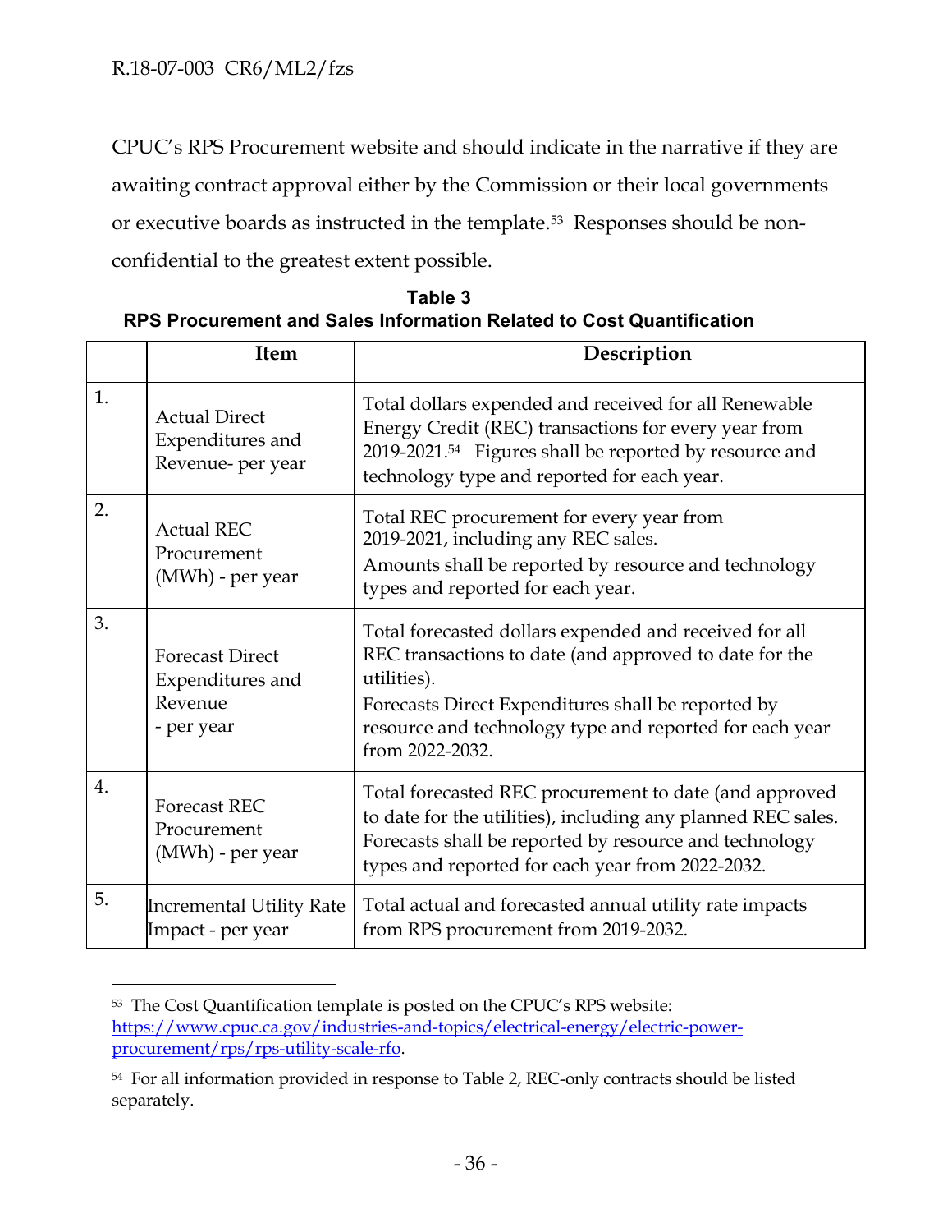CPUC's RPS Procurement website and should indicate in the narrative if they are awaiting contract approval either by the Commission or their local governments or executive boards as instructed in the template.[53] Responses should be non-confidential to the greatest extent possible.

**Table 3**
**RPS Procurement and Sales Information Related to Cost Quantification**

| | Item | Description |
|---|---|---|
| 1. | Actual Direct Expenditures and Revenue- per year | Total dollars expended and received for all Renewable Energy Credit (REC) transactions for every year from 2019-2021.[54] Figures shall be reported by resource and technology type and reported for each year. |
| 2. | Actual REC Procurement (MWh) - per year | Total REC procurement for every year from 2019-2021, including any REC sales. Amounts shall be reported by resource and technology types and reported for each year. |
| 3. | Forecast Direct Expenditures and Revenue - per year | Total forecasted dollars expended and received for all REC transactions to date (and approved to date for the utilities). Forecasts Direct Expenditures shall be reported by resource and technology type and reported for each year from 2022-2032. |
| 4. | Forecast REC Procurement (MWh) - per year | Total forecasted REC procurement to date (and approved to date for the utilities), including any planned REC sales. Forecasts shall be reported by resource and technology types and reported for each year from 2022-2032. |
| 5. | Incremental Utility Rate Impact - per year | Total actual and forecasted annual utility rate impacts from RPS procurement from 2019-2032. |

---

[53] The Cost Quantification template is posted on the CPUC's RPS website: https://www.cpuc.ca.gov/industries-and-topics/electrical-energy/electric-power-procurement/rps/rps-utility-scale-rfo.

[54] For all information provided in response to Table 2, REC-only contracts should be listed separately.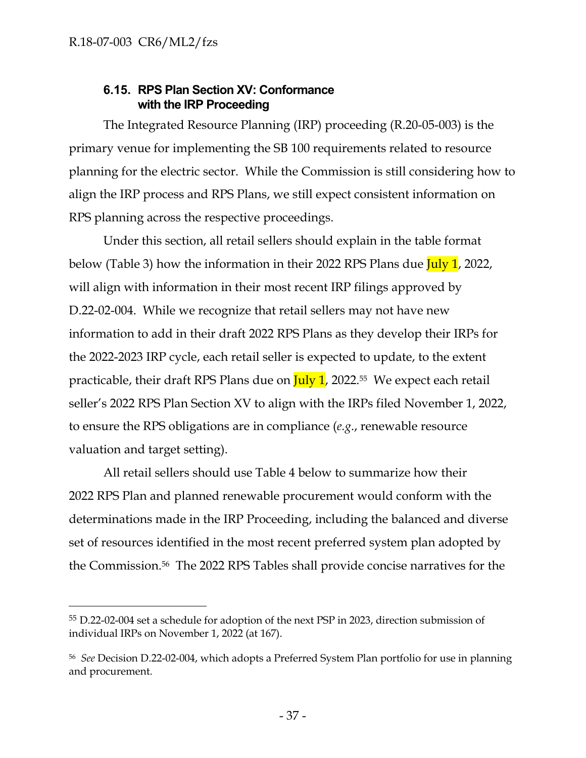### 6.15. RPS Plan Section XV: Conformance with the IRP Proceeding

The Integrated Resource Planning (IRP) proceeding (R.20-05-003) is the primary venue for implementing the SB 100 requirements related to resource planning for the electric sector. While the Commission is still considering how to align the IRP process and RPS Plans, we still expect consistent information on RPS planning across the respective proceedings.

Under this section, all retail sellers should explain in the table format below (Table 3) how the information in their 2022 RPS Plans due July 1, 2022, will align with information in their most recent IRP filings approved by D.22-02-004. While we recognize that retail sellers may not have new information to add in their draft 2022 RPS Plans as they develop their IRPs for the 2022-2023 IRP cycle, each retail seller is expected to update, to the extent practicable, their draft RPS Plans due on July 1, 2022.[55] We expect each retail seller's 2022 RPS Plan Section XV to align with the IRPs filed November 1, 2022, to ensure the RPS obligations are in compliance (*e.g.*, renewable resource valuation and target setting).

All retail sellers should use Table 4 below to summarize how their 2022 RPS Plan and planned renewable procurement would conform with the determinations made in the IRP Proceeding, including the balanced and diverse set of resources identified in the most recent preferred system plan adopted by the Commission.[56] The 2022 RPS Tables shall provide concise narratives for the

---

[55] D.22-02-004 set a schedule for adoption of the next PSP in 2023, direction submission of individual IRPs on November 1, 2022 (at 167).

[56] *See* Decision D.22-02-004, which adopts a Preferred System Plan portfolio for use in planning and procurement.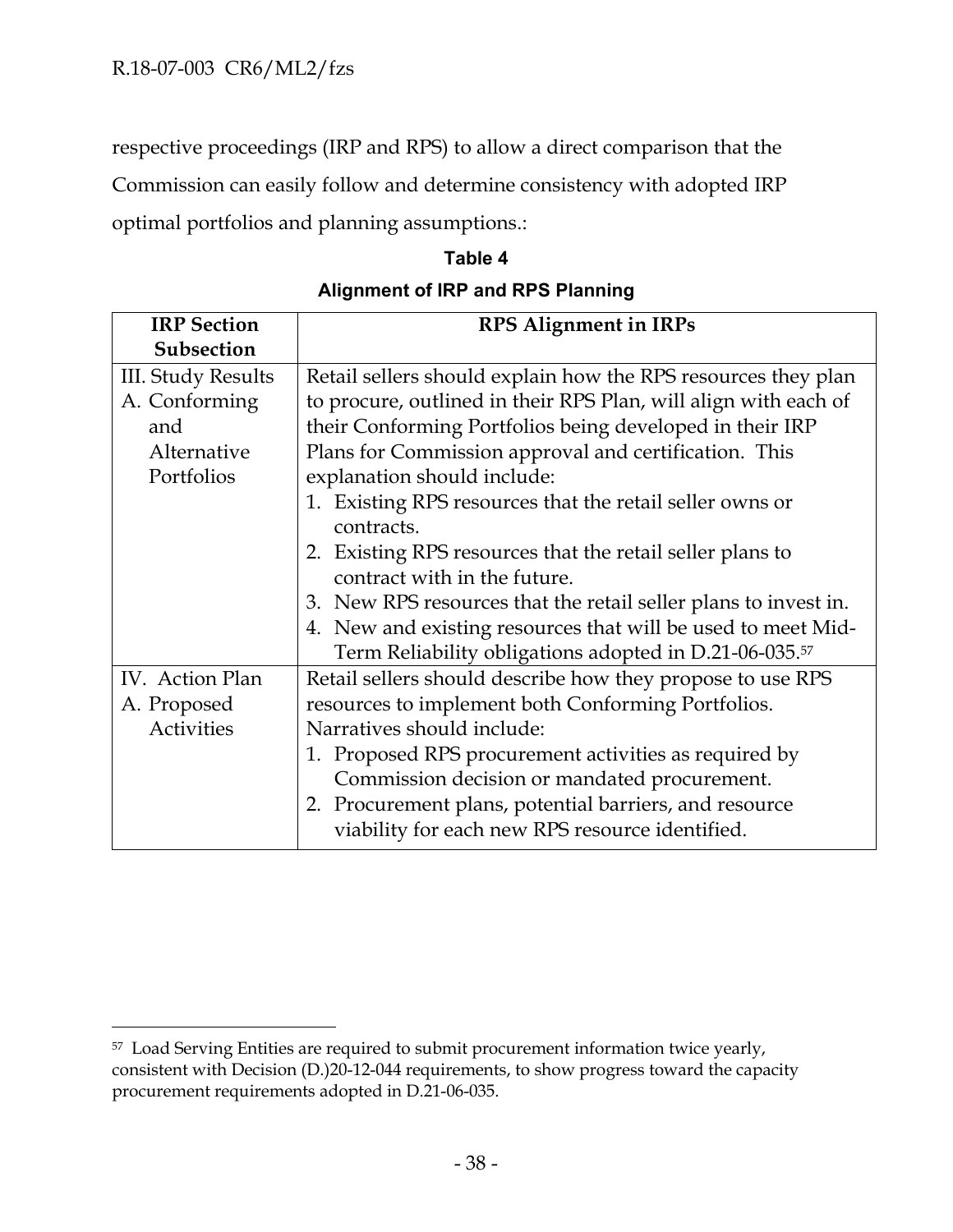respective proceedings (IRP and RPS) to allow a direct comparison that the Commission can easily follow and determine consistency with adopted IRP optimal portfolios and planning assumptions.:

**Table 4**

**Alignment of IRP and RPS Planning**

| IRP Section Subsection | RPS Alignment in IRPs |
|---|---|
| III. Study Results<br>A. Conforming and Alternative Portfolios | Retail sellers should explain how the RPS resources they plan to procure, outlined in their RPS Plan, will align with each of their Conforming Portfolios being developed in their IRP Plans for Commission approval and certification. This explanation should include:<br>1. Existing RPS resources that the retail seller owns or contracts.<br>2. Existing RPS resources that the retail seller plans to contract with in the future.<br>3. New RPS resources that the retail seller plans to invest in.<br>4. New and existing resources that will be used to meet Mid-Term Reliability obligations adopted in D.21-06-035.[57] |
| IV. Action Plan<br>A. Proposed Activities | Retail sellers should describe how they propose to use RPS resources to implement both Conforming Portfolios. Narratives should include:<br>1. Proposed RPS procurement activities as required by Commission decision or mandated procurement.<br>2. Procurement plans, potential barriers, and resource viability for each new RPS resource identified. |

[57] Load Serving Entities are required to submit procurement information twice yearly, consistent with Decision (D.)20-12-044 requirements, to show progress toward the capacity procurement requirements adopted in D.21-06-035.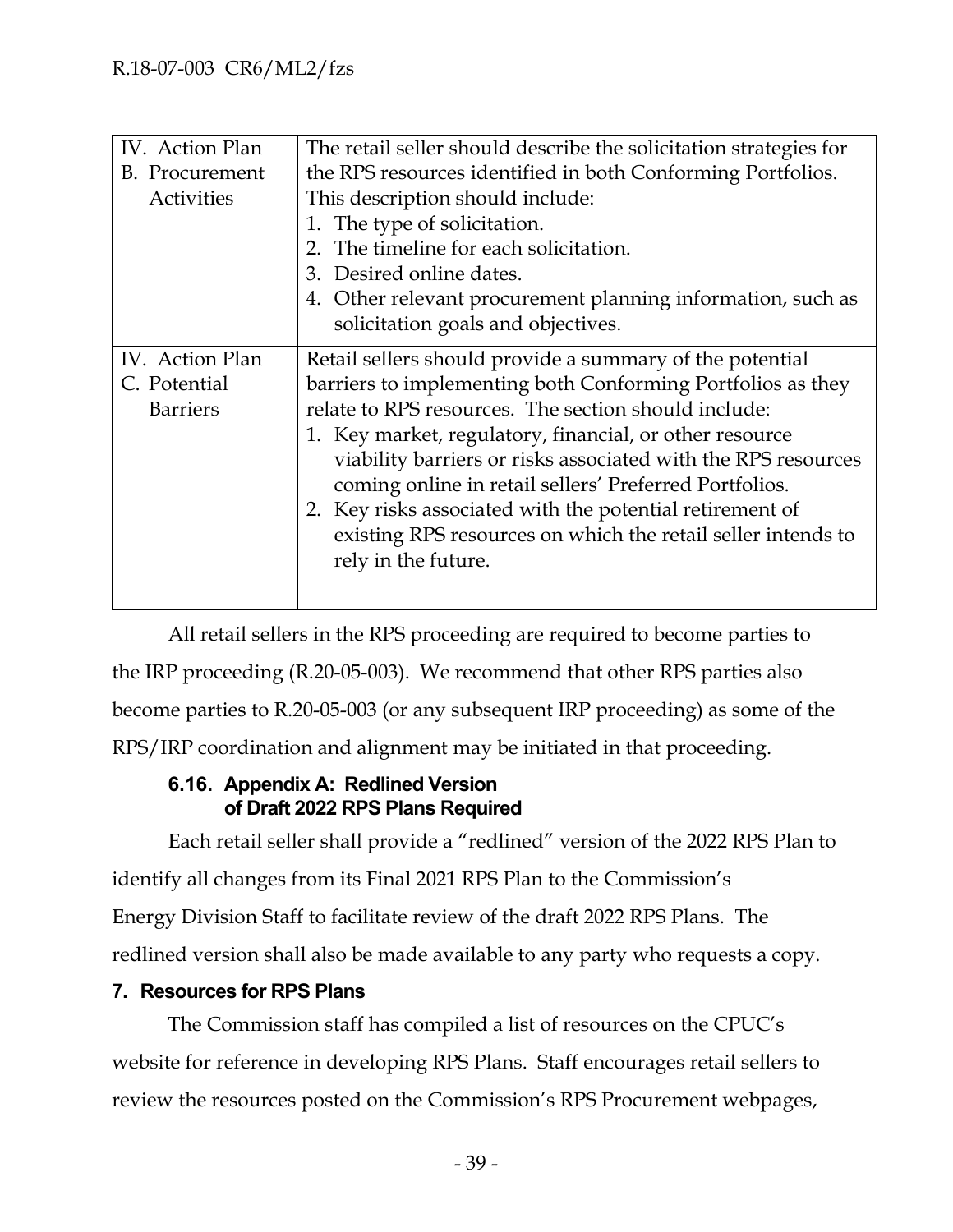| IV. Action Plan B. Procurement Activities | The retail seller should describe the solicitation strategies for the RPS resources identified in both Conforming Portfolios. This description should include:<br>1. The type of solicitation.<br>2. The timeline for each solicitation.<br>3. Desired online dates.<br>4. Other relevant procurement planning information, such as solicitation goals and objectives. |
|---|---|
| IV. Action Plan C. Potential Barriers | Retail sellers should provide a summary of the potential barriers to implementing both Conforming Portfolios as they relate to RPS resources. The section should include:<br>1. Key market, regulatory, financial, or other resource viability barriers or risks associated with the RPS resources coming online in retail sellers' Preferred Portfolios.<br>2. Key risks associated with the potential retirement of existing RPS resources on which the retail seller intends to rely in the future. |

All retail sellers in the RPS proceeding are required to become parties to the IRP proceeding (R.20-05-003). We recommend that other RPS parties also become parties to R.20-05-003 (or any subsequent IRP proceeding) as some of the RPS/IRP coordination and alignment may be initiated in that proceeding.

### 6.16. Appendix A: Redlined Version of Draft 2022 RPS Plans Required

Each retail seller shall provide a "redlined" version of the 2022 RPS Plan to identify all changes from its Final 2021 RPS Plan to the Commission's Energy Division Staff to facilitate review of the draft 2022 RPS Plans. The redlined version shall also be made available to any party who requests a copy.

## 7. Resources for RPS Plans

The Commission staff has compiled a list of resources on the CPUC's website for reference in developing RPS Plans. Staff encourages retail sellers to review the resources posted on the Commission's RPS Procurement webpages,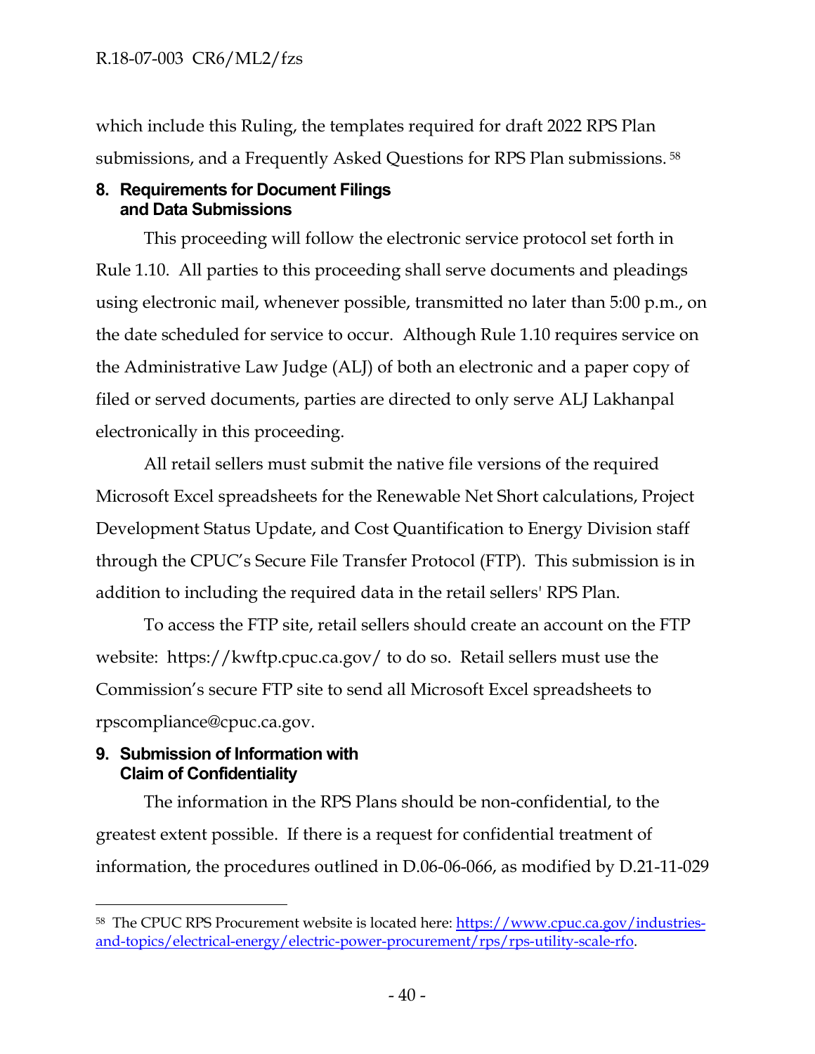which include this Ruling, the templates required for draft 2022 RPS Plan submissions, and a Frequently Asked Questions for RPS Plan submissions. [58]

## 8. Requirements for Document Filings and Data Submissions

This proceeding will follow the electronic service protocol set forth in Rule 1.10. All parties to this proceeding shall serve documents and pleadings using electronic mail, whenever possible, transmitted no later than 5:00 p.m., on the date scheduled for service to occur. Although Rule 1.10 requires service on the Administrative Law Judge (ALJ) of both an electronic and a paper copy of filed or served documents, parties are directed to only serve ALJ Lakhanpal electronically in this proceeding.

All retail sellers must submit the native file versions of the required Microsoft Excel spreadsheets for the Renewable Net Short calculations, Project Development Status Update, and Cost Quantification to Energy Division staff through the CPUC's Secure File Transfer Protocol (FTP). This submission is in addition to including the required data in the retail sellers' RPS Plan.

To access the FTP site, retail sellers should create an account on the FTP website: https://kwftp.cpuc.ca.gov/ to do so. Retail sellers must use the Commission's secure FTP site to send all Microsoft Excel spreadsheets to rpscompliance@cpuc.ca.gov.

## 9. Submission of Information with Claim of Confidentiality

The information in the RPS Plans should be non-confidential, to the greatest extent possible. If there is a request for confidential treatment of information, the procedures outlined in D.06-06-066, as modified by D.21-11-029

---

[58] The CPUC RPS Procurement website is located here: https://www.cpuc.ca.gov/industries-and-topics/electrical-energy/electric-power-procurement/rps/rps-utility-scale-rfo.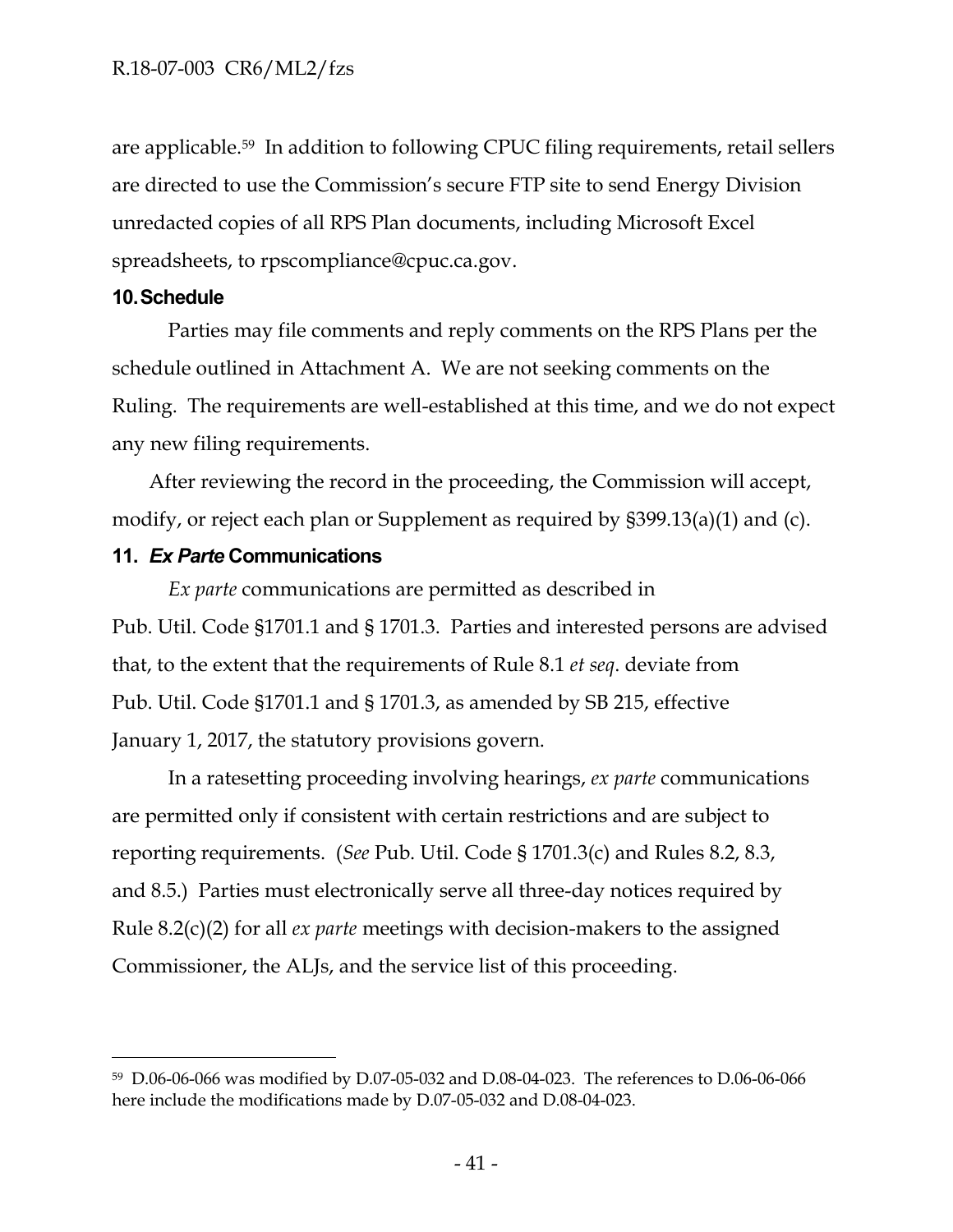are applicable.[59] In addition to following CPUC filing requirements, retail sellers are directed to use the Commission's secure FTP site to send Energy Division unredacted copies of all RPS Plan documents, including Microsoft Excel spreadsheets, to rpscompliance@cpuc.ca.gov.

## 10. Schedule

Parties may file comments and reply comments on the RPS Plans per the schedule outlined in Attachment A. We are not seeking comments on the Ruling. The requirements are well-established at this time, and we do not expect any new filing requirements.

After reviewing the record in the proceeding, the Commission will accept, modify, or reject each plan or Supplement as required by §399.13(a)(1) and (c).

## 11. *Ex Parte* Communications

*Ex parte* communications are permitted as described in Pub. Util. Code §1701.1 and § 1701.3. Parties and interested persons are advised that, to the extent that the requirements of Rule 8.1 *et seq*. deviate from Pub. Util. Code §1701.1 and § 1701.3, as amended by SB 215, effective January 1, 2017, the statutory provisions govern.

In a ratesetting proceeding involving hearings, *ex parte* communications are permitted only if consistent with certain restrictions and are subject to reporting requirements. (*See* Pub. Util. Code § 1701.3(c) and Rules 8.2, 8.3, and 8.5.) Parties must electronically serve all three-day notices required by Rule 8.2(c)(2) for all *ex parte* meetings with decision-makers to the assigned Commissioner, the ALJs, and the service list of this proceeding.

---

[59] D.06-06-066 was modified by D.07-05-032 and D.08-04-023. The references to D.06-06-066 here include the modifications made by D.07-05-032 and D.08-04-023.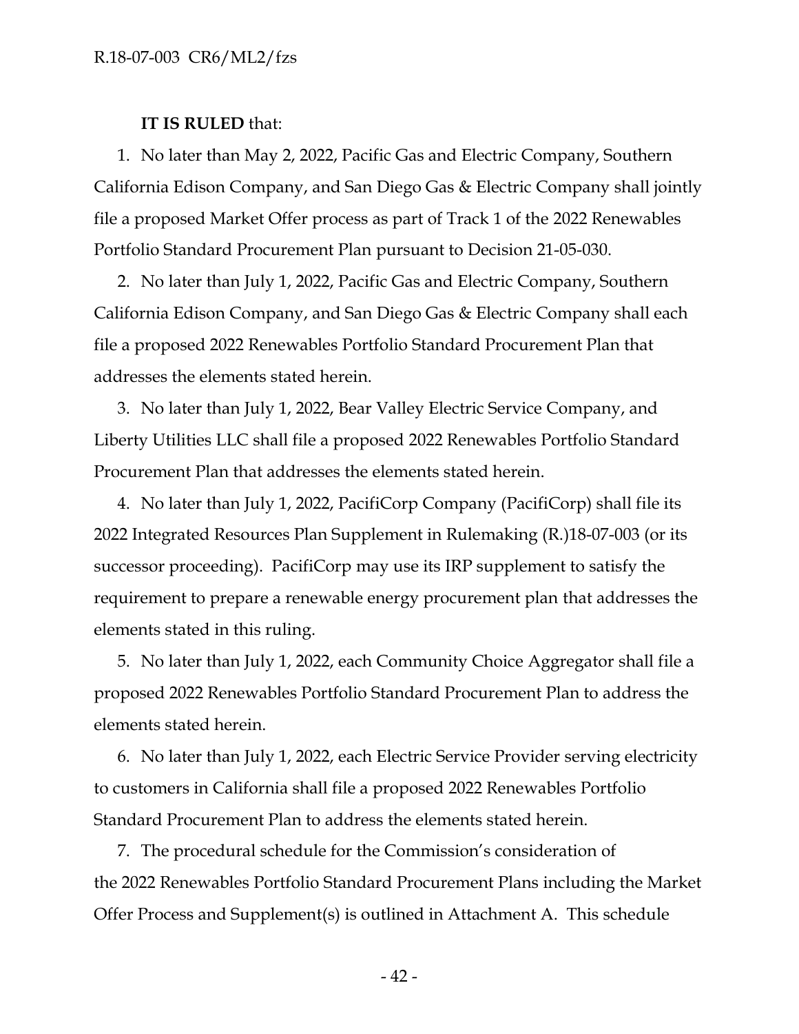**IT IS RULED** that:

1. No later than May 2, 2022, Pacific Gas and Electric Company, Southern California Edison Company, and San Diego Gas & Electric Company shall jointly file a proposed Market Offer process as part of Track 1 of the 2022 Renewables Portfolio Standard Procurement Plan pursuant to Decision 21-05-030.

2. No later than July 1, 2022, Pacific Gas and Electric Company, Southern California Edison Company, and San Diego Gas & Electric Company shall each file a proposed 2022 Renewables Portfolio Standard Procurement Plan that addresses the elements stated herein.

3. No later than July 1, 2022, Bear Valley Electric Service Company, and Liberty Utilities LLC shall file a proposed 2022 Renewables Portfolio Standard Procurement Plan that addresses the elements stated herein.

4. No later than July 1, 2022, PacifiCorp Company (PacifiCorp) shall file its 2022 Integrated Resources Plan Supplement in Rulemaking (R.)18-07-003 (or its successor proceeding). PacifiCorp may use its IRP supplement to satisfy the requirement to prepare a renewable energy procurement plan that addresses the elements stated in this ruling.

5. No later than July 1, 2022, each Community Choice Aggregator shall file a proposed 2022 Renewables Portfolio Standard Procurement Plan to address the elements stated herein.

6. No later than July 1, 2022, each Electric Service Provider serving electricity to customers in California shall file a proposed 2022 Renewables Portfolio Standard Procurement Plan to address the elements stated herein.

7. The procedural schedule for the Commission's consideration of the 2022 Renewables Portfolio Standard Procurement Plans including the Market Offer Process and Supplement(s) is outlined in Attachment A. This schedule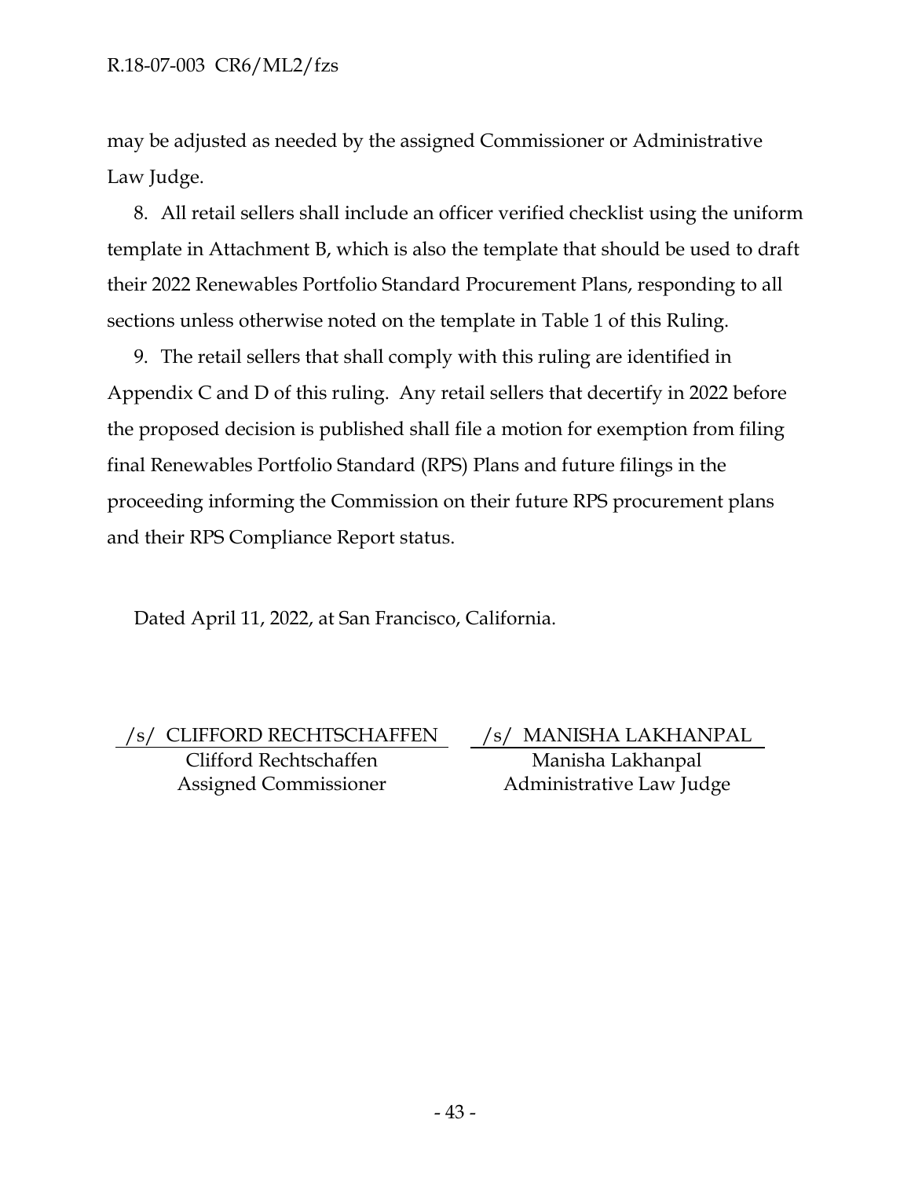may be adjusted as needed by the assigned Commissioner or Administrative Law Judge.

8. All retail sellers shall include an officer verified checklist using the uniform template in Attachment B, which is also the template that should be used to draft their 2022 Renewables Portfolio Standard Procurement Plans, responding to all sections unless otherwise noted on the template in Table 1 of this Ruling.

9. The retail sellers that shall comply with this ruling are identified in Appendix C and D of this ruling. Any retail sellers that decertify in 2022 before the proposed decision is published shall file a motion for exemption from filing final Renewables Portfolio Standard (RPS) Plans and future filings in the proceeding informing the Commission on their future RPS procurement plans and their RPS Compliance Report status.

Dated April 11, 2022, at San Francisco, California.

| /s/ CLIFFORD RECHTSCHAFFEN | /s/ MANISHA LAKHANPAL |
| --- | --- |
| Clifford Rechtschaffen | Manisha Lakhanpal |
| Assigned Commissioner | Administrative Law Judge |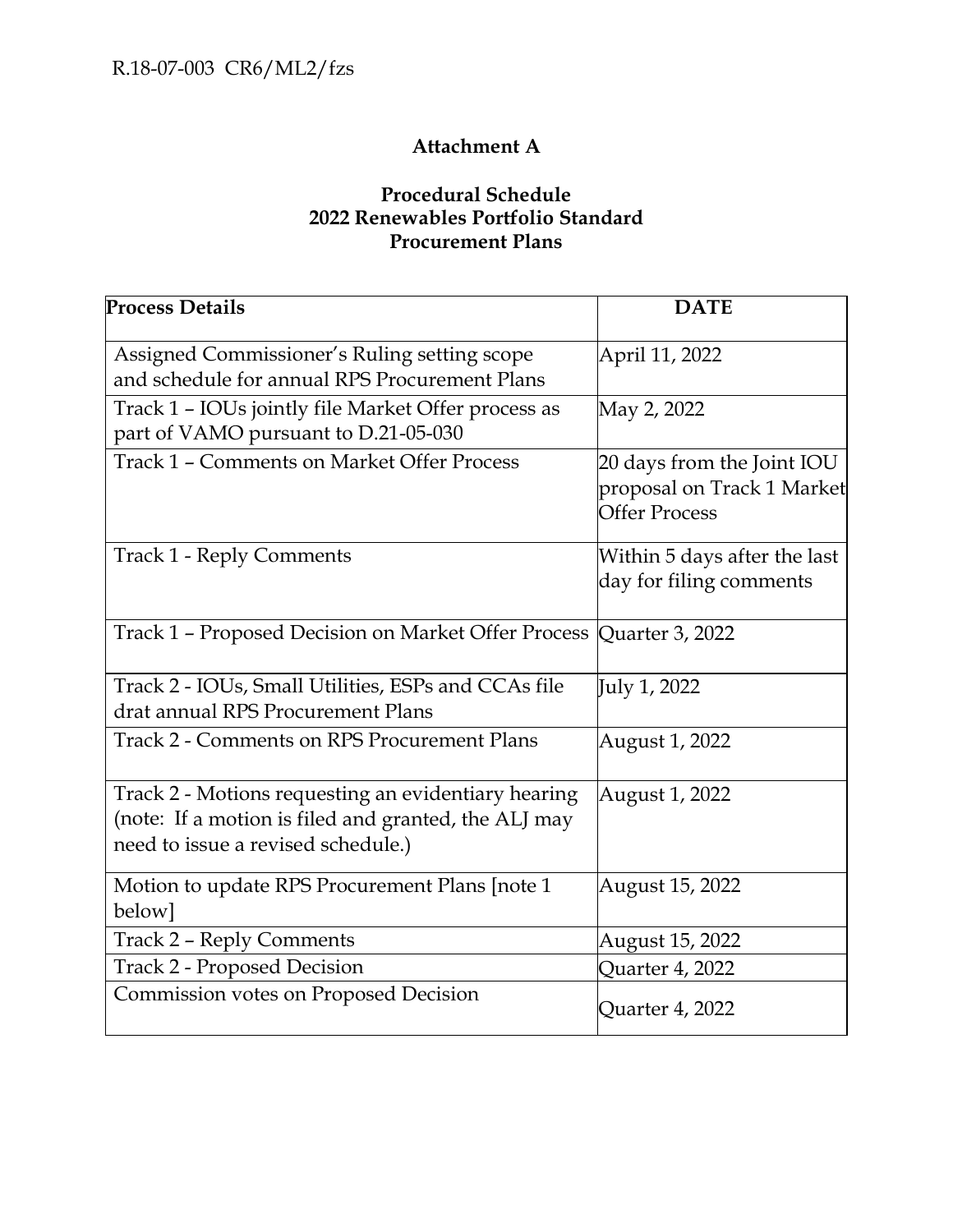# Attachment A

## Procedural Schedule 2022 Renewables Portfolio Standard Procurement Plans

| Process Details | DATE |
| --- | --- |
| Assigned Commissioner's Ruling setting scope and schedule for annual RPS Procurement Plans | April 11, 2022 |
| Track 1 – IOUs jointly file Market Offer process as part of VAMO pursuant to D.21-05-030 | May 2, 2022 |
| Track 1 – Comments on Market Offer Process | 20 days from the Joint IOU proposal on Track 1 Market Offer Process |
| Track 1 - Reply Comments | Within 5 days after the last day for filing comments |
| Track 1 – Proposed Decision on Market Offer Process | Quarter 3, 2022 |
| Track 2 - IOUs, Small Utilities, ESPs and CCAs file drat annual RPS Procurement Plans | July 1, 2022 |
| Track 2 - Comments on RPS Procurement Plans | August 1, 2022 |
| Track 2 - Motions requesting an evidentiary hearing (note: If a motion is filed and granted, the ALJ may need to issue a revised schedule.) | August 1, 2022 |
| Motion to update RPS Procurement Plans [note 1 below] | August 15, 2022 |
| Track 2 – Reply Comments | August 15, 2022 |
| Track 2 - Proposed Decision | Quarter 4, 2022 |
| Commission votes on Proposed Decision | Quarter 4, 2022 |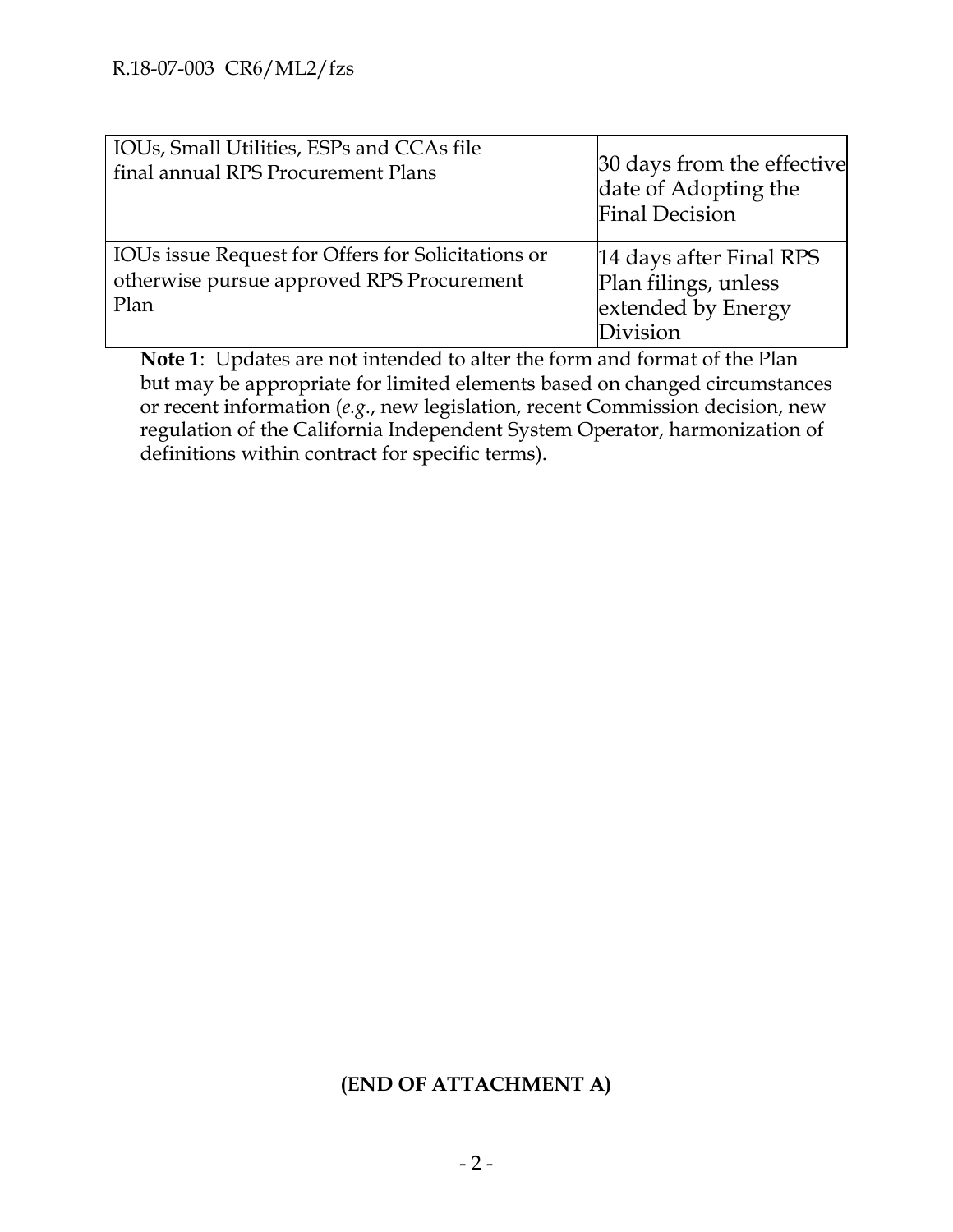| | |
|---|---|
| IOUs, Small Utilities, ESPs and CCAs file final annual RPS Procurement Plans | 30 days from the effective date of Adopting the Final Decision |
| IOUs issue Request for Offers for Solicitations or otherwise pursue approved RPS Procurement Plan | 14 days after Final RPS Plan filings, unless extended by Energy Division |

**Note 1**: Updates are not intended to alter the form and format of the Plan but may be appropriate for limited elements based on changed circumstances or recent information (*e.g.*, new legislation, recent Commission decision, new regulation of the California Independent System Operator, harmonization of definitions within contract for specific terms).

**(END OF ATTACHMENT A)**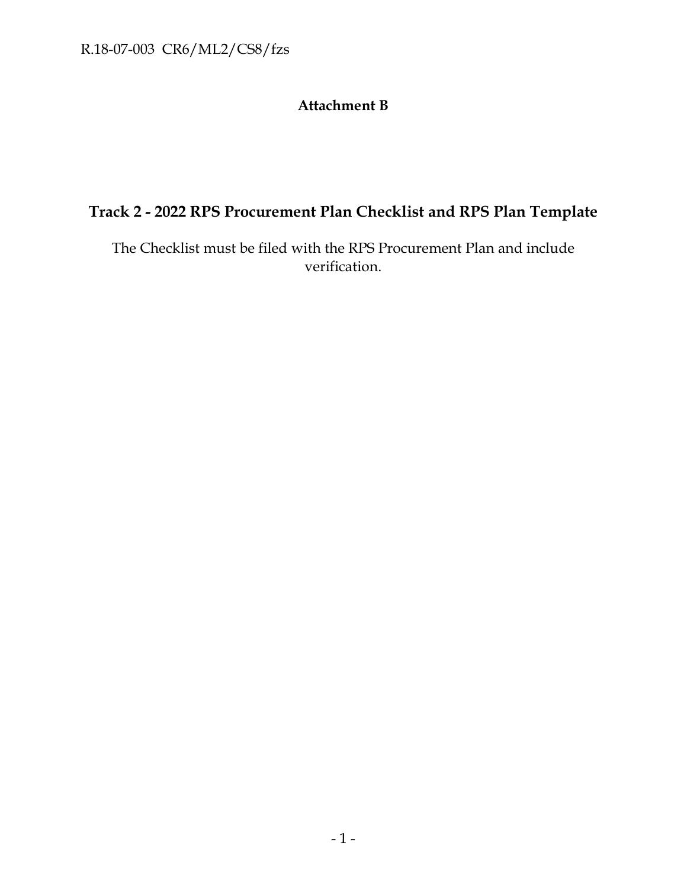# Attachment B

## Track 2 - 2022 RPS Procurement Plan Checklist and RPS Plan Template

The Checklist must be filed with the RPS Procurement Plan and include verification.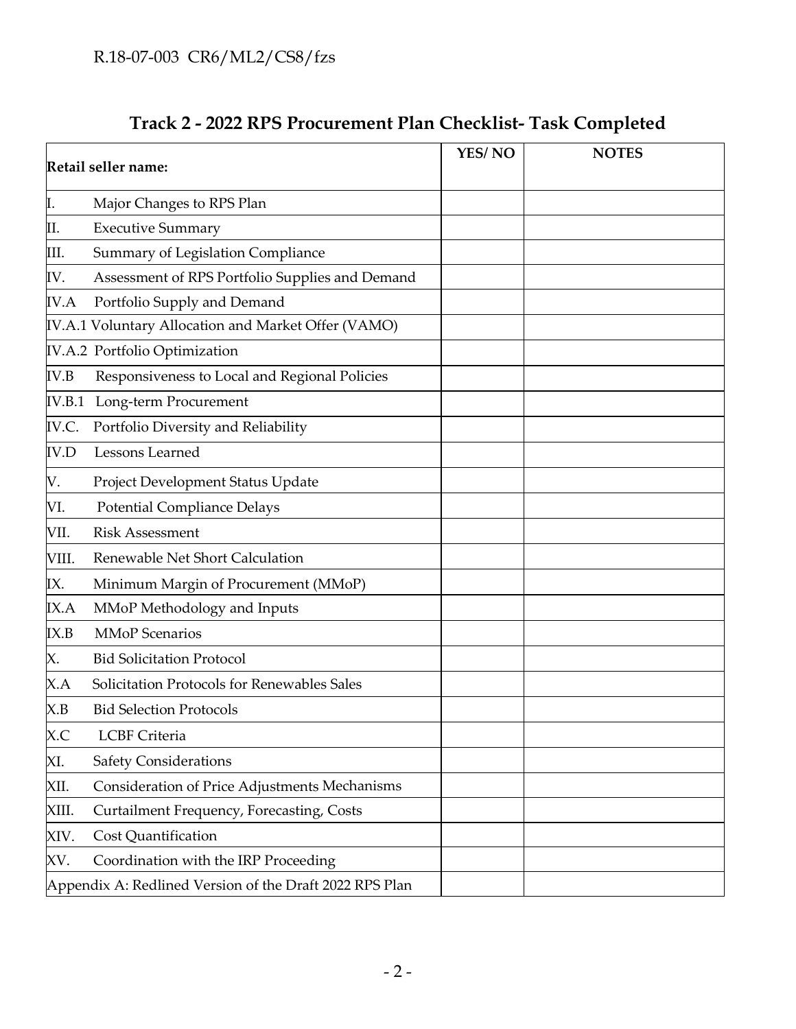## Track 2 - 2022 RPS Procurement Plan Checklist- Task Completed

| Retail seller name: | YES/ NO | NOTES |
|---|---|---|
| I. Major Changes to RPS Plan | | |
| II. Executive Summary | | |
| III. Summary of Legislation Compliance | | |
| IV. Assessment of RPS Portfolio Supplies and Demand | | |
| IV.A Portfolio Supply and Demand | | |
| IV.A.1 Voluntary Allocation and Market Offer (VAMO) | | |
| IV.A.2 Portfolio Optimization | | |
| IV.B Responsiveness to Local and Regional Policies | | |
| IV.B.1 Long-term Procurement | | |
| IV.C. Portfolio Diversity and Reliability | | |
| IV.D Lessons Learned | | |
| V. Project Development Status Update | | |
| VI. Potential Compliance Delays | | |
| VII. Risk Assessment | | |
| VIII. Renewable Net Short Calculation | | |
| IX. Minimum Margin of Procurement (MMoP) | | |
| IX.A MMoP Methodology and Inputs | | |
| IX.B MMoP Scenarios | | |
| X. Bid Solicitation Protocol | | |
| X.A Solicitation Protocols for Renewables Sales | | |
| X.B Bid Selection Protocols | | |
| X.C LCBF Criteria | | |
| XI. Safety Considerations | | |
| XII. Consideration of Price Adjustments Mechanisms | | |
| XIII. Curtailment Frequency, Forecasting, Costs | | |
| XIV. Cost Quantification | | |
| XV. Coordination with the IRP Proceeding | | |
| Appendix A: Redlined Version of the Draft 2022 RPS Plan | | |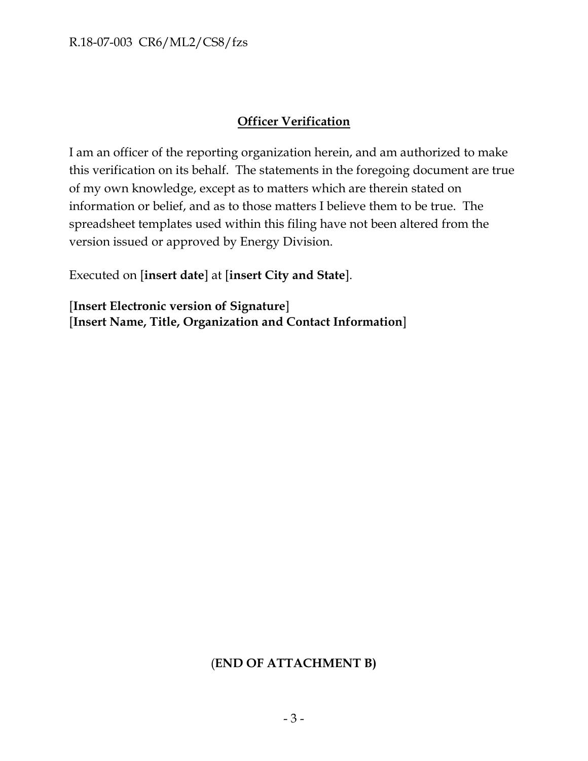## Officer Verification

I am an officer of the reporting organization herein, and am authorized to make this verification on its behalf. The statements in the foregoing document are true of my own knowledge, except as to matters which are therein stated on information or belief, and as to those matters I believe them to be true. The spreadsheet templates used within this filing have not been altered from the version issued or approved by Energy Division.

Executed on [**insert date**] at [**insert City and State**].

**[Insert Electronic version of Signature]**
**[Insert Name, Title, Organization and Contact Information]**

**(END OF ATTACHMENT B)**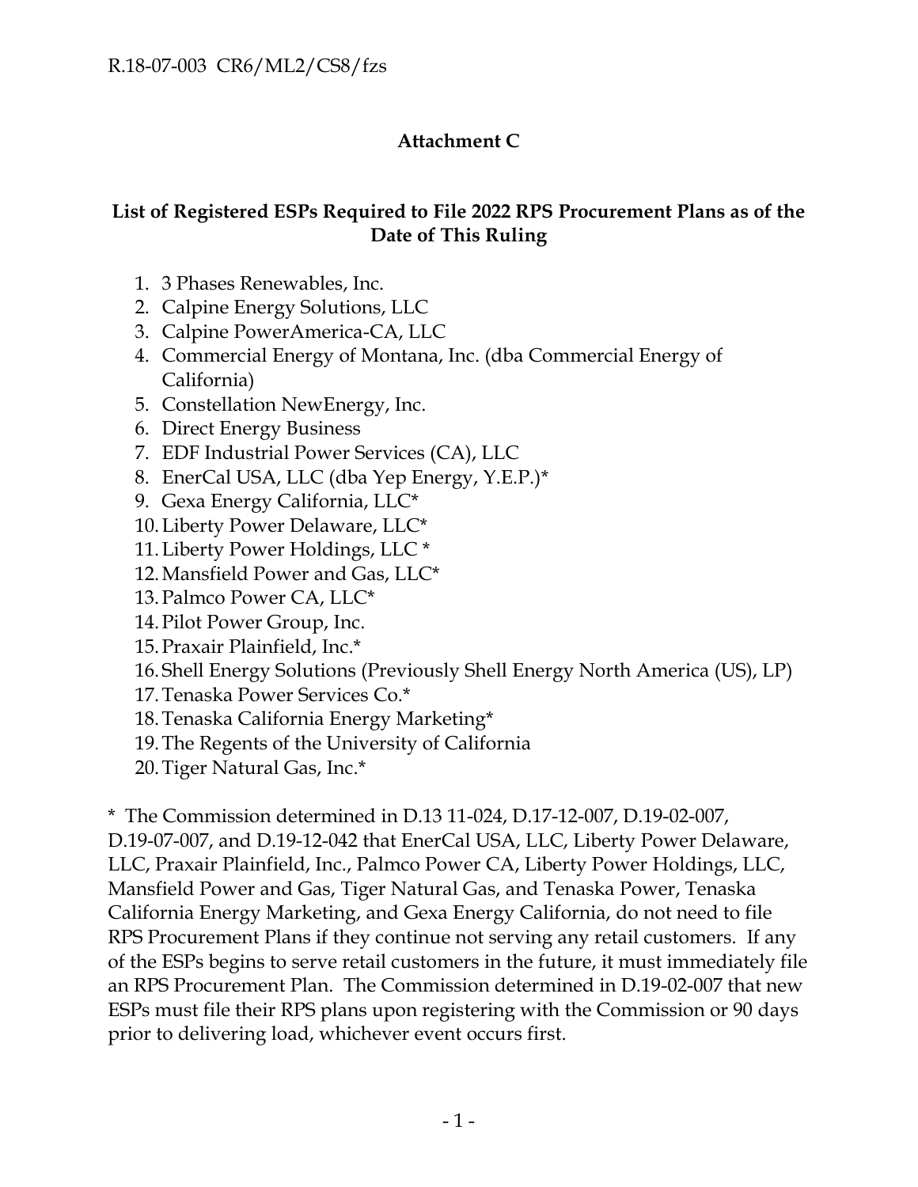# Attachment C

## List of Registered ESPs Required to File 2022 RPS Procurement Plans as of the Date of This Ruling

1. 3 Phases Renewables, Inc.
2. Calpine Energy Solutions, LLC
3. Calpine PowerAmerica-CA, LLC
4. Commercial Energy of Montana, Inc. (dba Commercial Energy of California)
5. Constellation NewEnergy, Inc.
6. Direct Energy Business
7. EDF Industrial Power Services (CA), LLC
8. EnerCal USA, LLC (dba Yep Energy, Y.E.P.)*
9. Gexa Energy California, LLC*
10. Liberty Power Delaware, LLC*
11. Liberty Power Holdings, LLC *
12. Mansfield Power and Gas, LLC*
13. Palmco Power CA, LLC*
14. Pilot Power Group, Inc.
15. Praxair Plainfield, Inc.*
16. Shell Energy Solutions (Previously Shell Energy North America (US), LP)
17. Tenaska Power Services Co.*
18. Tenaska California Energy Marketing*
19. The Regents of the University of California
20. Tiger Natural Gas, Inc.*

\* The Commission determined in D.13 11-024, D.17-12-007, D.19-02-007, D.19-07-007, and D.19-12-042 that EnerCal USA, LLC, Liberty Power Delaware, LLC, Praxair Plainfield, Inc., Palmco Power CA, Liberty Power Holdings, LLC, Mansfield Power and Gas, Tiger Natural Gas, and Tenaska Power, Tenaska California Energy Marketing, and Gexa Energy California, do not need to file RPS Procurement Plans if they continue not serving any retail customers. If any of the ESPs begins to serve retail customers in the future, it must immediately file an RPS Procurement Plan. The Commission determined in D.19-02-007 that new ESPs must file their RPS plans upon registering with the Commission or 90 days prior to delivering load, whichever event occurs first.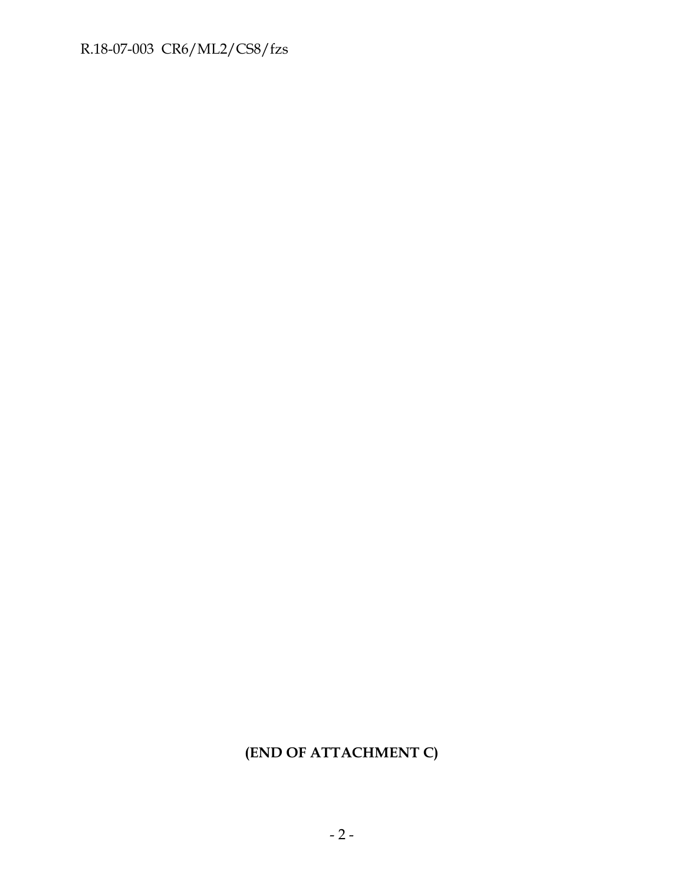**(END OF ATTACHMENT C)**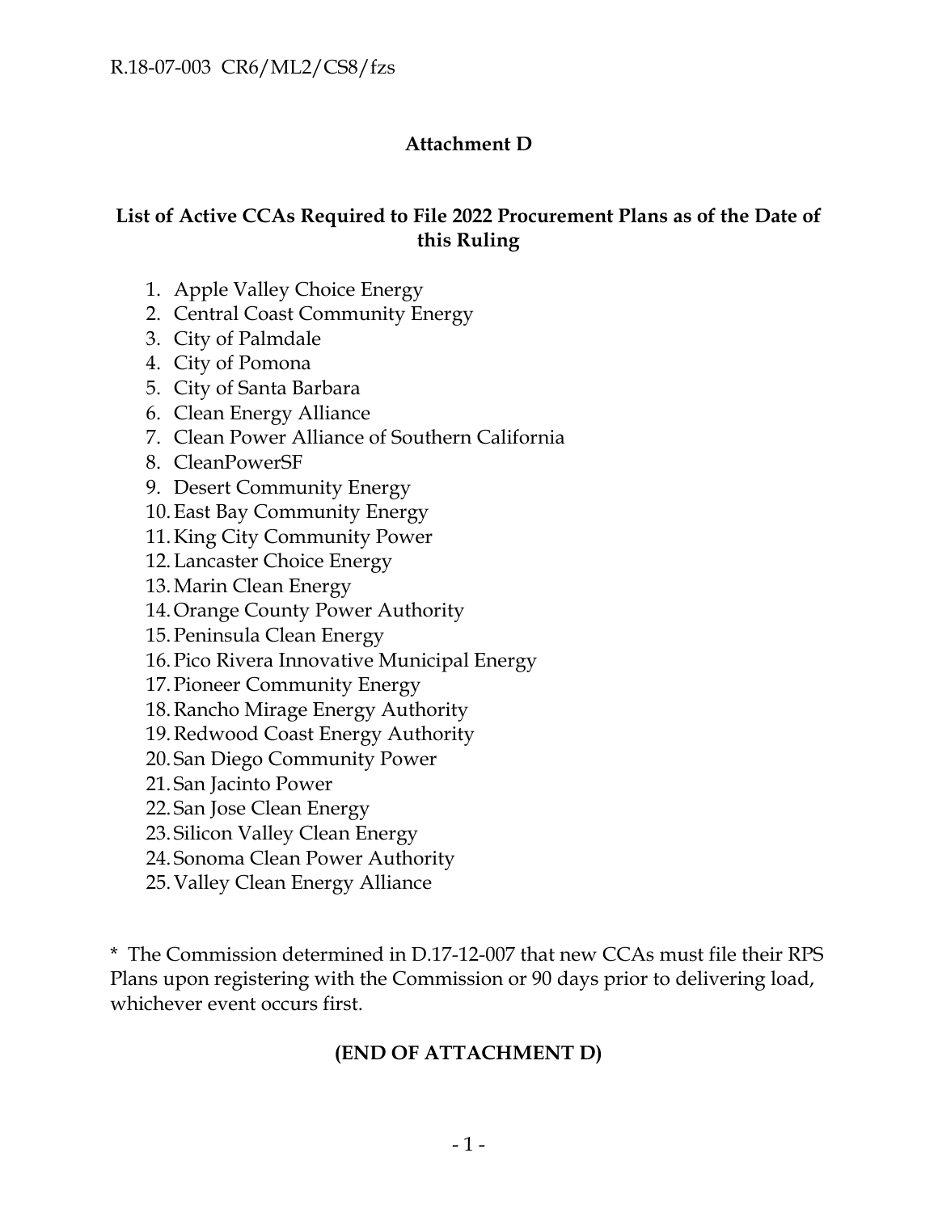## Attachment D

### List of Active CCAs Required to File 2022 Procurement Plans as of the Date of this Ruling

1. Apple Valley Choice Energy
2. Central Coast Community Energy
3. City of Palmdale
4. City of Pomona
5. City of Santa Barbara
6. Clean Energy Alliance
7. Clean Power Alliance of Southern California
8. CleanPowerSF
9. Desert Community Energy
10. East Bay Community Energy
11. King City Community Power
12. Lancaster Choice Energy
13. Marin Clean Energy
14. Orange County Power Authority
15. Peninsula Clean Energy
16. Pico Rivera Innovative Municipal Energy
17. Pioneer Community Energy
18. Rancho Mirage Energy Authority
19. Redwood Coast Energy Authority
20. San Diego Community Power
21. San Jacinto Power
22. San Jose Clean Energy
23. Silicon Valley Clean Energy
24. Sonoma Clean Power Authority
25. Valley Clean Energy Alliance

* The Commission determined in D.17-12-007 that new CCAs must file their RPS Plans upon registering with the Commission or 90 days prior to delivering load, whichever event occurs first.

**(END OF ATTACHMENT D)**